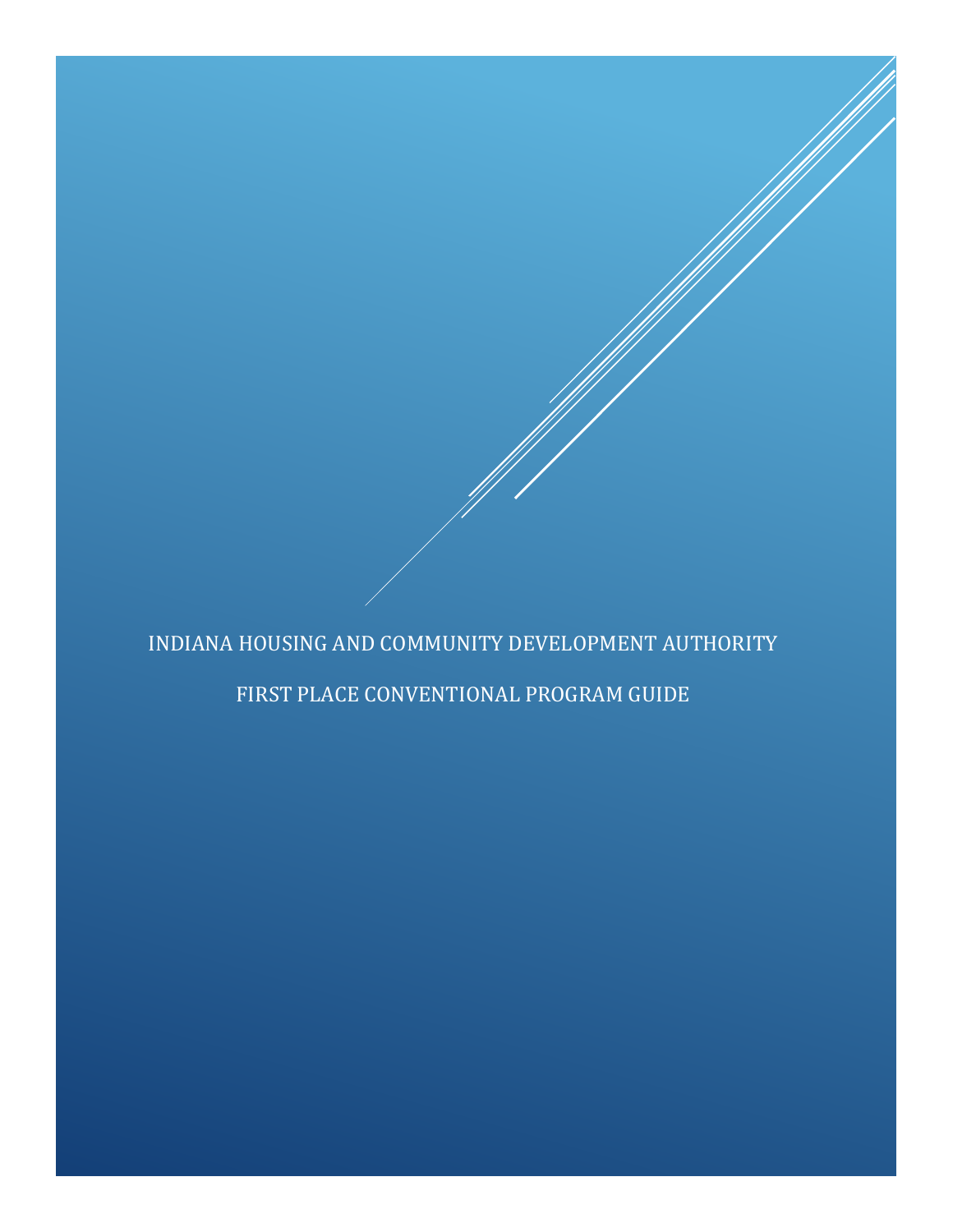# INDIANA HOUSING AND COMMUNITY DEVELOPMENT AUTHORITY

## FIRST PLACE CONVENTIONAL PROGRAM GUIDE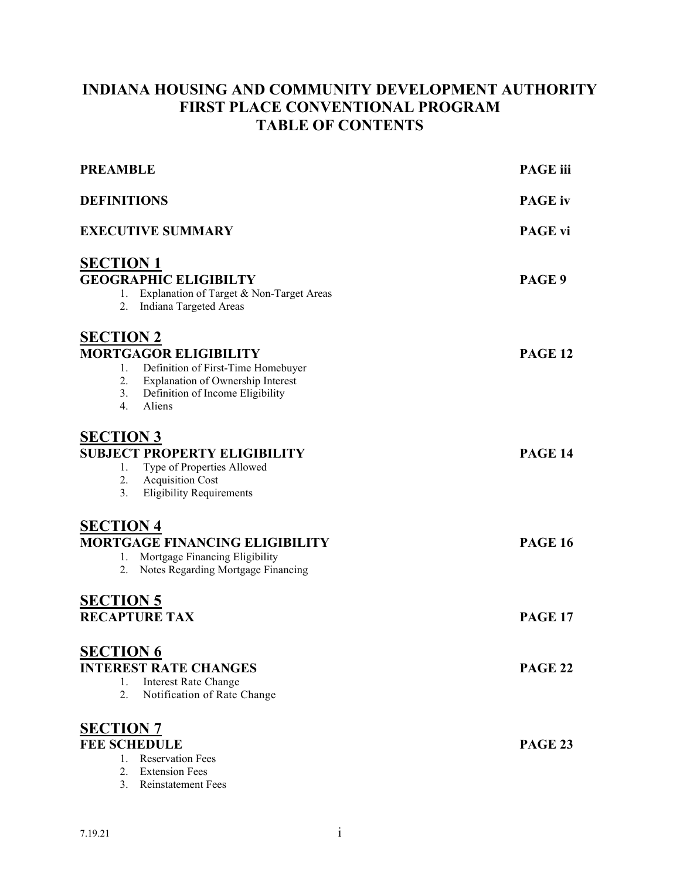# INDIANA HOUSING AND COMMUNITY DEVELOPMENT AUTHORITY
# FIRST PLACE CONVENTIONAL PROGRAM
# TABLE OF CONTENTS

**PREAMBLE** — **PAGE iii**

**DEFINITIONS** — **PAGE iv**

**EXECUTIVE SUMMARY** — **PAGE vi**

## SECTION 1
**GEOGRAPHIC ELIGIBILTY** — **PAGE 9**

1. Explanation of Target & Non-Target Areas
2. Indiana Targeted Areas

## SECTION 2
**MORTGAGOR ELIGIBILITY** — **PAGE 12**

1. Definition of First-Time Homebuyer
2. Explanation of Ownership Interest
3. Definition of Income Eligibility
4. Aliens

## SECTION 3
**SUBJECT PROPERTY ELIGIBILITY** — **PAGE 14**

1. Type of Properties Allowed
2. Acquisition Cost
3. Eligibility Requirements

## SECTION 4
**MORTGAGE FINANCING ELIGIBILITY** — **PAGE 16**

1. Mortgage Financing Eligibility
2. Notes Regarding Mortgage Financing

## SECTION 5
**RECAPTURE TAX** — **PAGE 17**

## SECTION 6
**INTEREST RATE CHANGES** — **PAGE 22**

1. Interest Rate Change
2. Notification of Rate Change

## SECTION 7
**FEE SCHEDULE** — **PAGE 23**

1. Reservation Fees
2. Extension Fees
3. Reinstatement Fees

7.19.21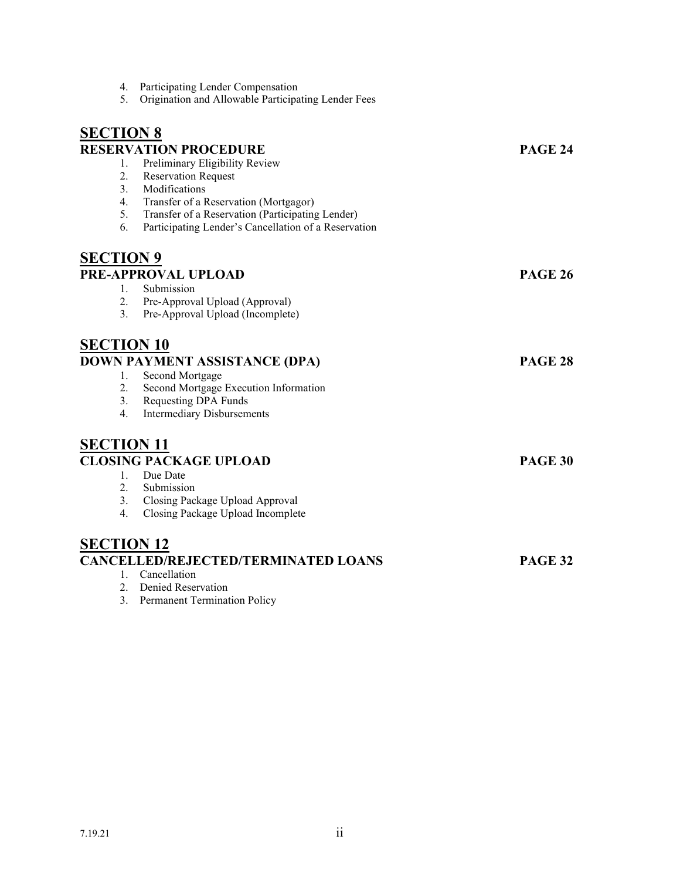4. Participating Lender Compensation
5. Origination and Allowable Participating Lender Fees

## SECTION 8

**RESERVATION PROCEDURE** **PAGE 24**

1. Preliminary Eligibility Review
2. Reservation Request
3. Modifications
4. Transfer of a Reservation (Mortgagor)
5. Transfer of a Reservation (Participating Lender)
6. Participating Lender's Cancellation of a Reservation

## SECTION 9

**PRE-APPROVAL UPLOAD** **PAGE 26**

1. Submission
2. Pre-Approval Upload (Approval)
3. Pre-Approval Upload (Incomplete)

## SECTION 10

**DOWN PAYMENT ASSISTANCE (DPA)** **PAGE 28**

1. Second Mortgage
2. Second Mortgage Execution Information
3. Requesting DPA Funds
4. Intermediary Disbursements

## SECTION 11

**CLOSING PACKAGE UPLOAD** **PAGE 30**

1. Due Date
2. Submission
3. Closing Package Upload Approval
4. Closing Package Upload Incomplete

## SECTION 12

**CANCELLED/REJECTED/TERMINATED LOANS** **PAGE 32**

1. Cancellation
2. Denied Reservation
3. Permanent Termination Policy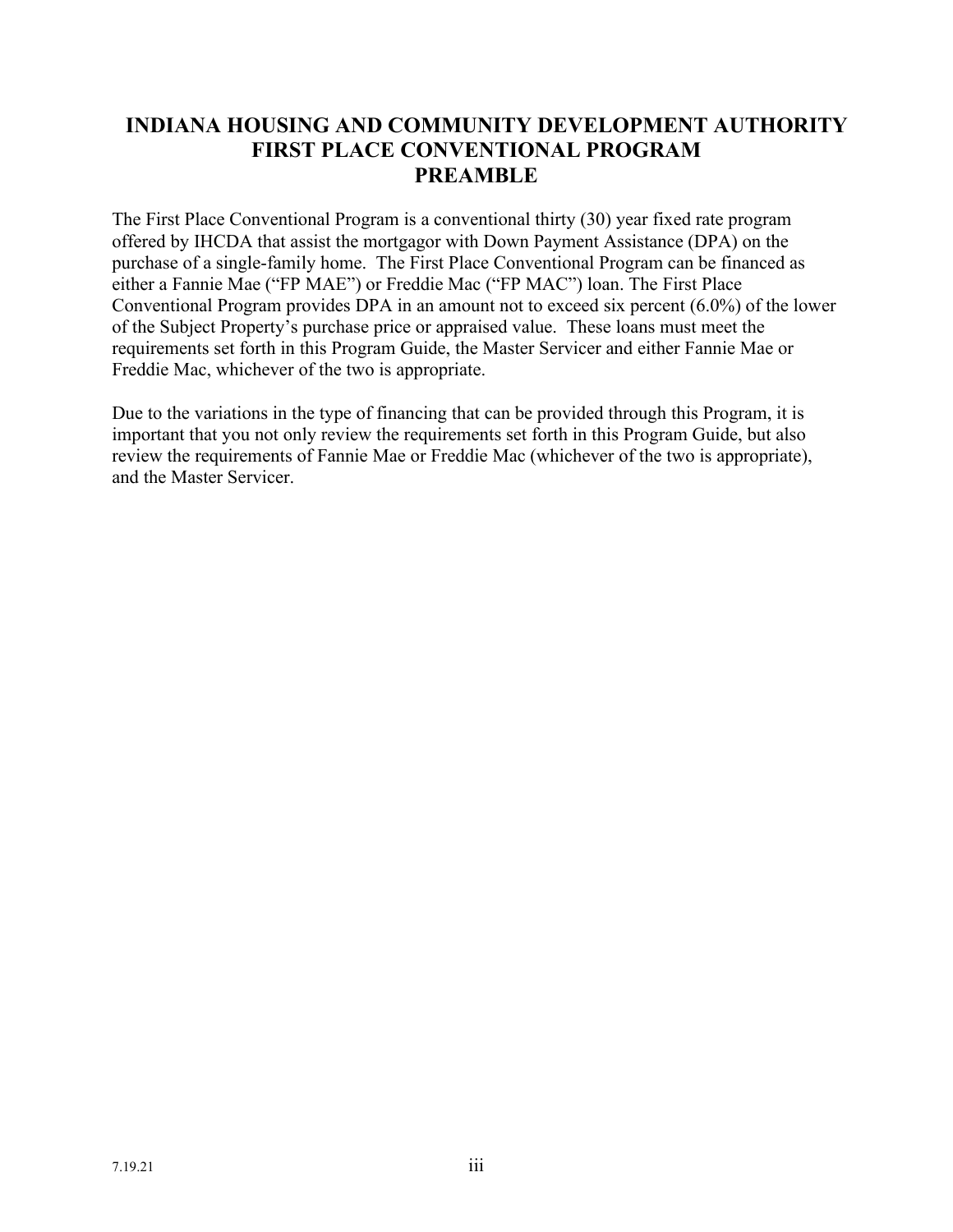# INDIANA HOUSING AND COMMUNITY DEVELOPMENT AUTHORITY
# FIRST PLACE CONVENTIONAL PROGRAM
# PREAMBLE

The First Place Conventional Program is a conventional thirty (30) year fixed rate program offered by IHCDA that assist the mortgagor with Down Payment Assistance (DPA) on the purchase of a single-family home. The First Place Conventional Program can be financed as either a Fannie Mae ("FP MAE") or Freddie Mac ("FP MAC") loan. The First Place Conventional Program provides DPA in an amount not to exceed six percent (6.0%) of the lower of the Subject Property's purchase price or appraised value. These loans must meet the requirements set forth in this Program Guide, the Master Servicer and either Fannie Mae or Freddie Mac, whichever of the two is appropriate.

Due to the variations in the type of financing that can be provided through this Program, it is important that you not only review the requirements set forth in this Program Guide, but also review the requirements of Fannie Mae or Freddie Mac (whichever of the two is appropriate), and the Master Servicer.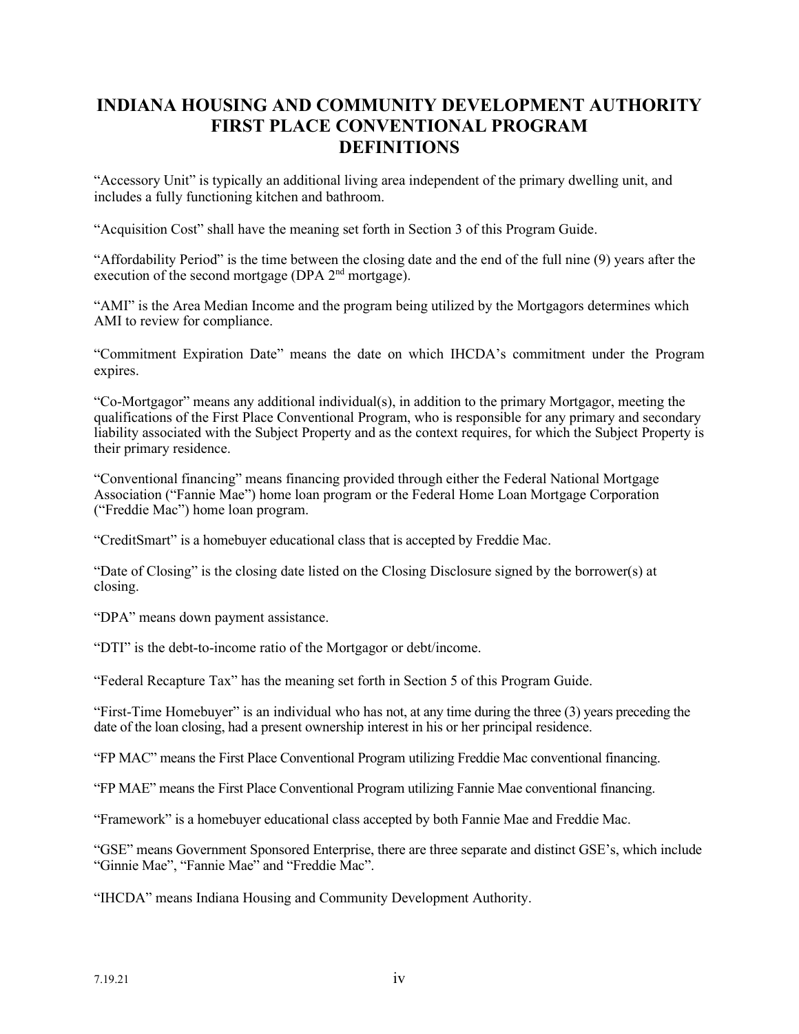# INDIANA HOUSING AND COMMUNITY DEVELOPMENT AUTHORITY FIRST PLACE CONVENTIONAL PROGRAM DEFINITIONS

"Accessory Unit" is typically an additional living area independent of the primary dwelling unit, and includes a fully functioning kitchen and bathroom.

"Acquisition Cost" shall have the meaning set forth in Section 3 of this Program Guide.

"Affordability Period" is the time between the closing date and the end of the full nine (9) years after the execution of the second mortgage (DPA 2nd mortgage).

"AMI" is the Area Median Income and the program being utilized by the Mortgagors determines which AMI to review for compliance.

"Commitment Expiration Date" means the date on which IHCDA's commitment under the Program expires.

"Co-Mortgagor" means any additional individual(s), in addition to the primary Mortgagor, meeting the qualifications of the First Place Conventional Program, who is responsible for any primary and secondary liability associated with the Subject Property and as the context requires, for which the Subject Property is their primary residence.

"Conventional financing" means financing provided through either the Federal National Mortgage Association ("Fannie Mae") home loan program or the Federal Home Loan Mortgage Corporation ("Freddie Mac") home loan program.

"CreditSmart" is a homebuyer educational class that is accepted by Freddie Mac.

"Date of Closing" is the closing date listed on the Closing Disclosure signed by the borrower(s) at closing.

"DPA" means down payment assistance.

"DTI" is the debt-to-income ratio of the Mortgagor or debt/income.

"Federal Recapture Tax" has the meaning set forth in Section 5 of this Program Guide.

"First-Time Homebuyer" is an individual who has not, at any time during the three (3) years preceding the date of the loan closing, had a present ownership interest in his or her principal residence.

"FP MAC" means the First Place Conventional Program utilizing Freddie Mac conventional financing.

"FP MAE" means the First Place Conventional Program utilizing Fannie Mae conventional financing.

"Framework" is a homebuyer educational class accepted by both Fannie Mae and Freddie Mac.

"GSE" means Government Sponsored Enterprise, there are three separate and distinct GSE's, which include "Ginnie Mae", "Fannie Mae" and "Freddie Mac".

"IHCDA" means Indiana Housing and Community Development Authority.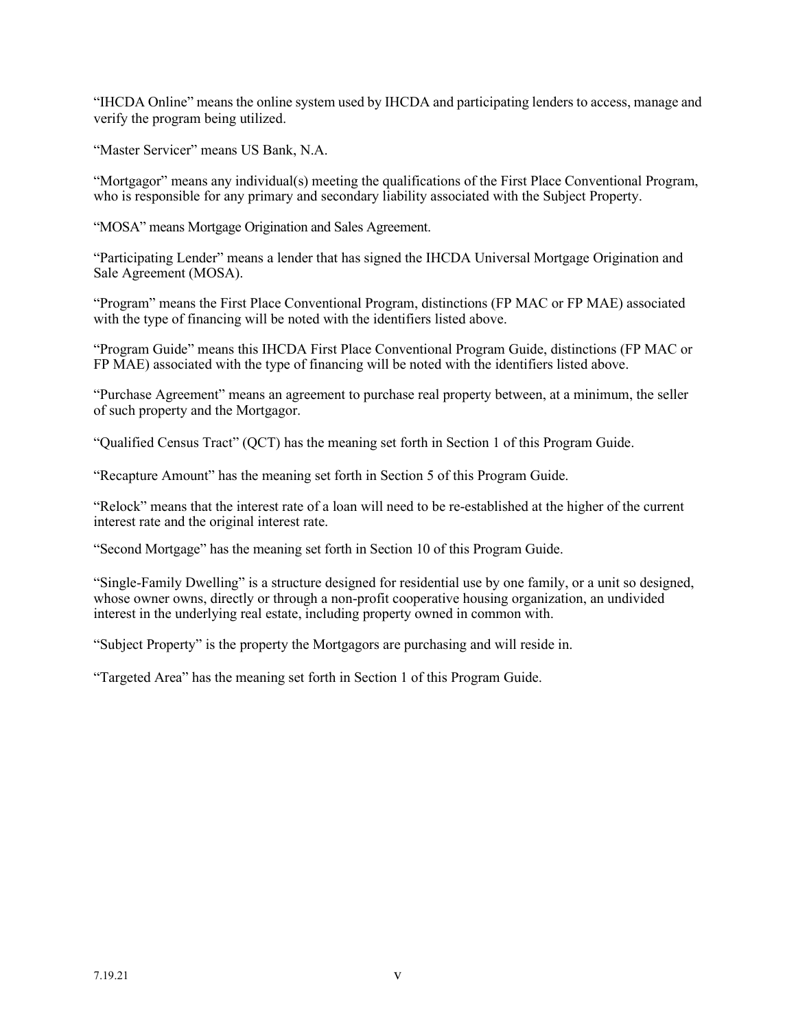"IHCDA Online" means the online system used by IHCDA and participating lenders to access, manage and verify the program being utilized.

"Master Servicer" means US Bank, N.A.

"Mortgagor" means any individual(s) meeting the qualifications of the First Place Conventional Program, who is responsible for any primary and secondary liability associated with the Subject Property.

"MOSA" means Mortgage Origination and Sales Agreement.

"Participating Lender" means a lender that has signed the IHCDA Universal Mortgage Origination and Sale Agreement (MOSA).

"Program" means the First Place Conventional Program, distinctions (FP MAC or FP MAE) associated with the type of financing will be noted with the identifiers listed above.

"Program Guide" means this IHCDA First Place Conventional Program Guide, distinctions (FP MAC or FP MAE) associated with the type of financing will be noted with the identifiers listed above.

"Purchase Agreement" means an agreement to purchase real property between, at a minimum, the seller of such property and the Mortgagor.

"Qualified Census Tract" (QCT) has the meaning set forth in Section 1 of this Program Guide.

"Recapture Amount" has the meaning set forth in Section 5 of this Program Guide.

"Relock" means that the interest rate of a loan will need to be re-established at the higher of the current interest rate and the original interest rate.

"Second Mortgage" has the meaning set forth in Section 10 of this Program Guide.

"Single-Family Dwelling" is a structure designed for residential use by one family, or a unit so designed, whose owner owns, directly or through a non-profit cooperative housing organization, an undivided interest in the underlying real estate, including property owned in common with.

"Subject Property" is the property the Mortgagors are purchasing and will reside in.

"Targeted Area" has the meaning set forth in Section 1 of this Program Guide.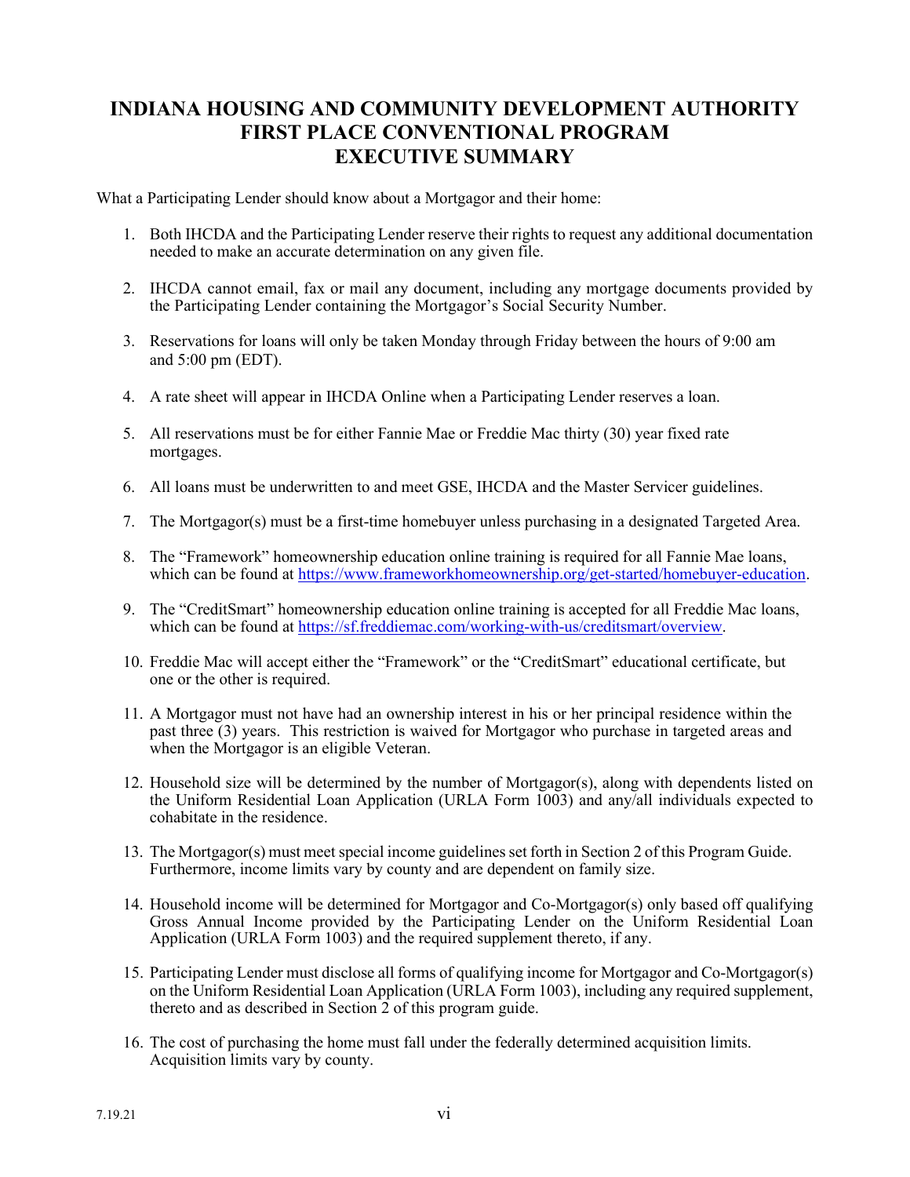# INDIANA HOUSING AND COMMUNITY DEVELOPMENT AUTHORITY FIRST PLACE CONVENTIONAL PROGRAM EXECUTIVE SUMMARY

What a Participating Lender should know about a Mortgagor and their home:

1. Both IHCDA and the Participating Lender reserve their rights to request any additional documentation needed to make an accurate determination on any given file.
2. IHCDA cannot email, fax or mail any document, including any mortgage documents provided by the Participating Lender containing the Mortgagor's Social Security Number.
3. Reservations for loans will only be taken Monday through Friday between the hours of 9:00 am and 5:00 pm (EDT).
4. A rate sheet will appear in IHCDA Online when a Participating Lender reserves a loan.
5. All reservations must be for either Fannie Mae or Freddie Mac thirty (30) year fixed rate mortgages.
6. All loans must be underwritten to and meet GSE, IHCDA and the Master Servicer guidelines.
7. The Mortgagor(s) must be a first-time homebuyer unless purchasing in a designated Targeted Area.
8. The "Framework" homeownership education online training is required for all Fannie Mae loans, which can be found at https://www.frameworkhomeownership.org/get-started/homebuyer-education.
9. The "CreditSmart" homeownership education online training is accepted for all Freddie Mac loans, which can be found at https://sf.freddiemac.com/working-with-us/creditsmart/overview.
10. Freddie Mac will accept either the "Framework" or the "CreditSmart" educational certificate, but one or the other is required.
11. A Mortgagor must not have had an ownership interest in his or her principal residence within the past three (3) years. This restriction is waived for Mortgagor who purchase in targeted areas and when the Mortgagor is an eligible Veteran.
12. Household size will be determined by the number of Mortgagor(s), along with dependents listed on the Uniform Residential Loan Application (URLA Form 1003) and any/all individuals expected to cohabitate in the residence.
13. The Mortgagor(s) must meet special income guidelines set forth in Section 2 of this Program Guide. Furthermore, income limits vary by county and are dependent on family size.
14. Household income will be determined for Mortgagor and Co-Mortgagor(s) only based off qualifying Gross Annual Income provided by the Participating Lender on the Uniform Residential Loan Application (URLA Form 1003) and the required supplement thereto, if any.
15. Participating Lender must disclose all forms of qualifying income for Mortgagor and Co-Mortgagor(s) on the Uniform Residential Loan Application (URLA Form 1003), including any required supplement, thereto and as described in Section 2 of this program guide.
16. The cost of purchasing the home must fall under the federally determined acquisition limits. Acquisition limits vary by county.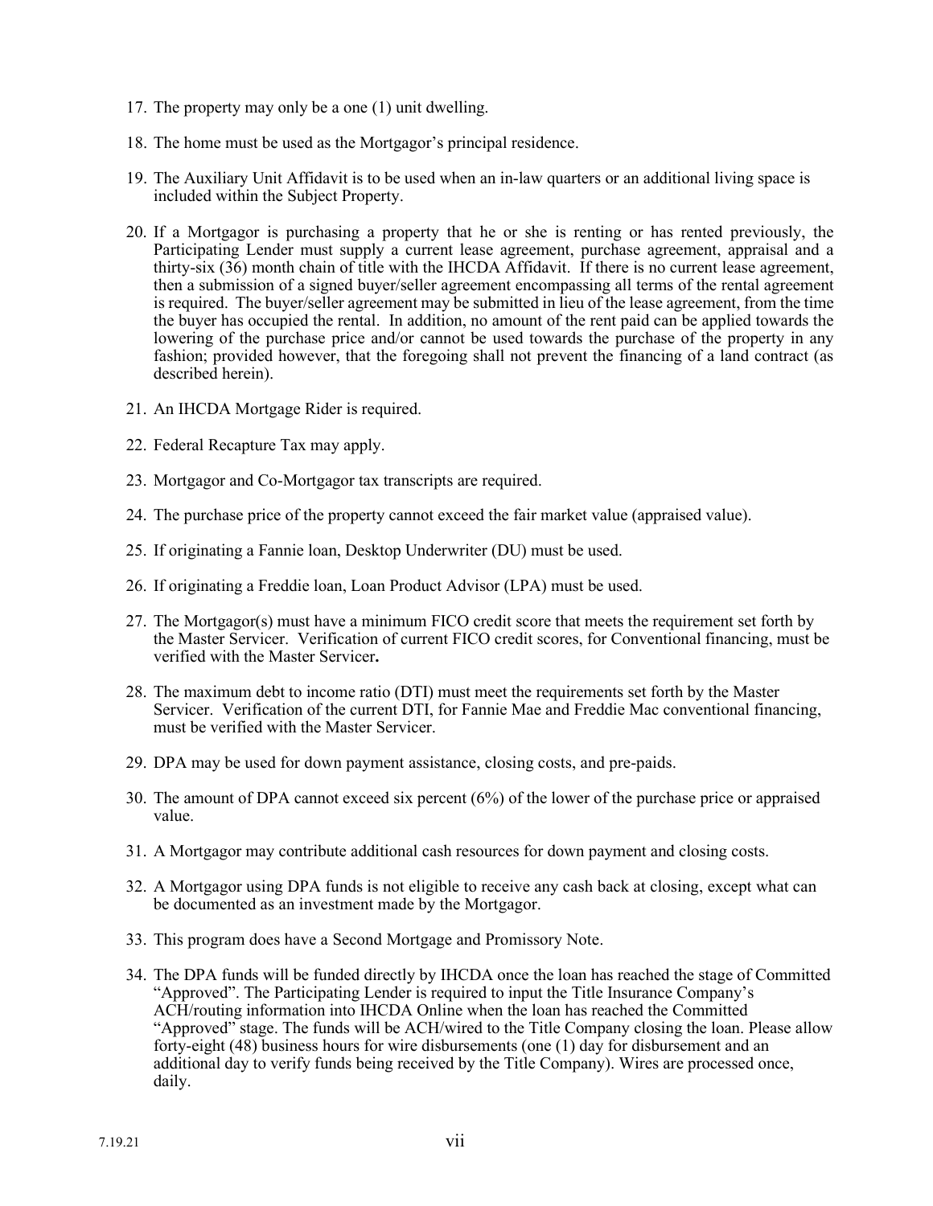17. The property may only be a one (1) unit dwelling.

18. The home must be used as the Mortgagor's principal residence.

19. The Auxiliary Unit Affidavit is to be used when an in-law quarters or an additional living space is included within the Subject Property.

20. If a Mortgagor is purchasing a property that he or she is renting or has rented previously, the Participating Lender must supply a current lease agreement, purchase agreement, appraisal and a thirty-six (36) month chain of title with the IHCDA Affidavit. If there is no current lease agreement, then a submission of a signed buyer/seller agreement encompassing all terms of the rental agreement is required. The buyer/seller agreement may be submitted in lieu of the lease agreement, from the time the buyer has occupied the rental. In addition, no amount of the rent paid can be applied towards the lowering of the purchase price and/or cannot be used towards the purchase of the property in any fashion; provided however, that the foregoing shall not prevent the financing of a land contract (as described herein).

21. An IHCDA Mortgage Rider is required.

22. Federal Recapture Tax may apply.

23. Mortgagor and Co-Mortgagor tax transcripts are required.

24. The purchase price of the property cannot exceed the fair market value (appraised value).

25. If originating a Fannie loan, Desktop Underwriter (DU) must be used.

26. If originating a Freddie loan, Loan Product Advisor (LPA) must be used.

27. The Mortgagor(s) must have a minimum FICO credit score that meets the requirement set forth by the Master Servicer. Verification of current FICO credit scores, for Conventional financing, must be verified with the Master Servicer.

28. The maximum debt to income ratio (DTI) must meet the requirements set forth by the Master Servicer. Verification of the current DTI, for Fannie Mae and Freddie Mac conventional financing, must be verified with the Master Servicer.

29. DPA may be used for down payment assistance, closing costs, and pre-paids.

30. The amount of DPA cannot exceed six percent (6%) of the lower of the purchase price or appraised value.

31. A Mortgagor may contribute additional cash resources for down payment and closing costs.

32. A Mortgagor using DPA funds is not eligible to receive any cash back at closing, except what can be documented as an investment made by the Mortgagor.

33. This program does have a Second Mortgage and Promissory Note.

34. The DPA funds will be funded directly by IHCDA once the loan has reached the stage of Committed "Approved". The Participating Lender is required to input the Title Insurance Company's ACH/routing information into IHCDA Online when the loan has reached the Committed "Approved" stage. The funds will be ACH/wired to the Title Company closing the loan. Please allow forty-eight (48) business hours for wire disbursements (one (1) day for disbursement and an additional day to verify funds being received by the Title Company). Wires are processed once, daily.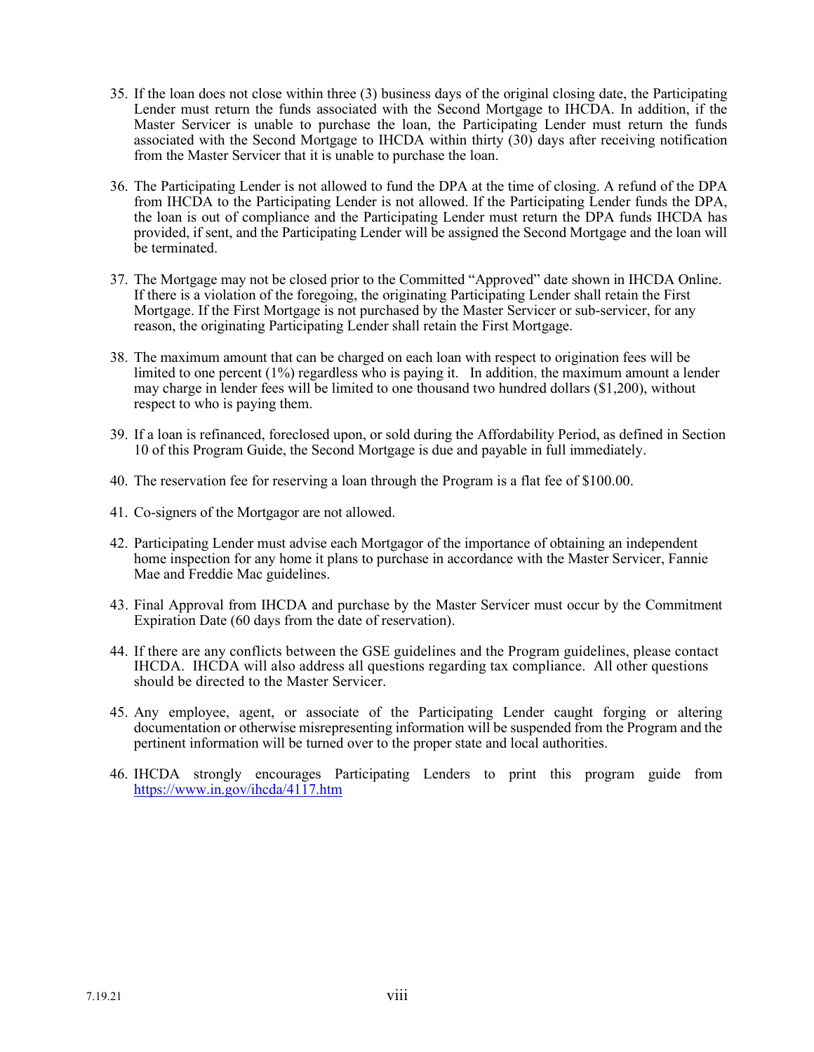35. If the loan does not close within three (3) business days of the original closing date, the Participating Lender must return the funds associated with the Second Mortgage to IHCDA. In addition, if the Master Servicer is unable to purchase the loan, the Participating Lender must return the funds associated with the Second Mortgage to IHCDA within thirty (30) days after receiving notification from the Master Servicer that it is unable to purchase the loan.

36. The Participating Lender is not allowed to fund the DPA at the time of closing. A refund of the DPA from IHCDA to the Participating Lender is not allowed. If the Participating Lender funds the DPA, the loan is out of compliance and the Participating Lender must return the DPA funds IHCDA has provided, if sent, and the Participating Lender will be assigned the Second Mortgage and the loan will be terminated.

37. The Mortgage may not be closed prior to the Committed "Approved" date shown in IHCDA Online. If there is a violation of the foregoing, the originating Participating Lender shall retain the First Mortgage. If the First Mortgage is not purchased by the Master Servicer or sub-servicer, for any reason, the originating Participating Lender shall retain the First Mortgage.

38. The maximum amount that can be charged on each loan with respect to origination fees will be limited to one percent (1%) regardless who is paying it. In addition, the maximum amount a lender may charge in lender fees will be limited to one thousand two hundred dollars ($1,200), without respect to who is paying them.

39. If a loan is refinanced, foreclosed upon, or sold during the Affordability Period, as defined in Section 10 of this Program Guide, the Second Mortgage is due and payable in full immediately.

40. The reservation fee for reserving a loan through the Program is a flat fee of $100.00.

41. Co-signers of the Mortgagor are not allowed.

42. Participating Lender must advise each Mortgagor of the importance of obtaining an independent home inspection for any home it plans to purchase in accordance with the Master Servicer, Fannie Mae and Freddie Mac guidelines.

43. Final Approval from IHCDA and purchase by the Master Servicer must occur by the Commitment Expiration Date (60 days from the date of reservation).

44. If there are any conflicts between the GSE guidelines and the Program guidelines, please contact IHCDA. IHCDA will also address all questions regarding tax compliance. All other questions should be directed to the Master Servicer.

45. Any employee, agent, or associate of the Participating Lender caught forging or altering documentation or otherwise misrepresenting information will be suspended from the Program and the pertinent information will be turned over to the proper state and local authorities.

46. IHCDA strongly encourages Participating Lenders to print this program guide from https://www.in.gov/ihcda/4117.htm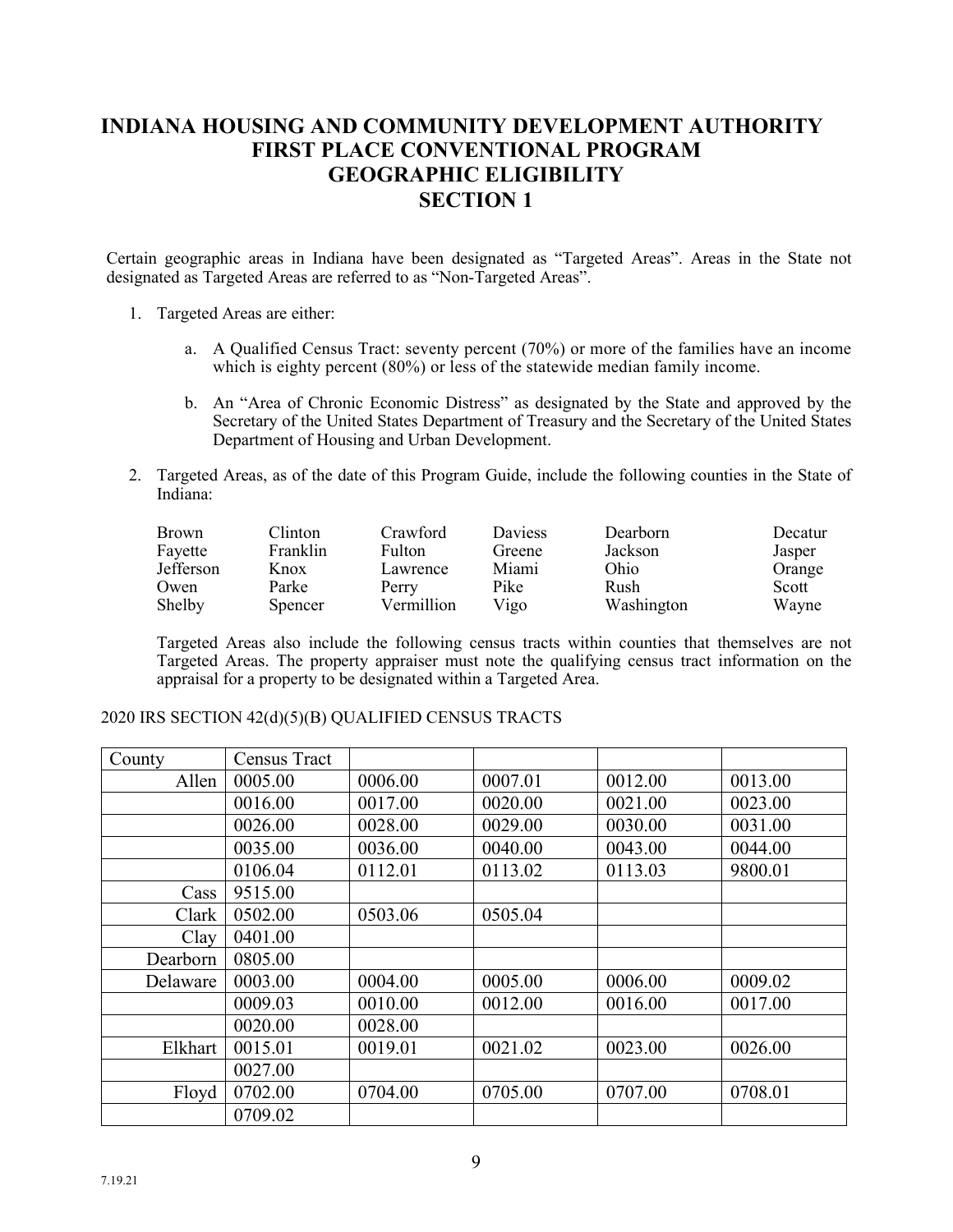# INDIANA HOUSING AND COMMUNITY DEVELOPMENT AUTHORITY
# FIRST PLACE CONVENTIONAL PROGRAM
# GEOGRAPHIC ELIGIBILITY
# SECTION 1

Certain geographic areas in Indiana have been designated as "Targeted Areas". Areas in the State not designated as Targeted Areas are referred to as "Non-Targeted Areas".

1. Targeted Areas are either:

    a. A Qualified Census Tract: seventy percent (70%) or more of the families have an income which is eighty percent (80%) or less of the statewide median family income.

    b. An "Area of Chronic Economic Distress" as designated by the State and approved by the Secretary of the United States Department of Treasury and the Secretary of the United States Department of Housing and Urban Development.

2. Targeted Areas, as of the date of this Program Guide, include the following counties in the State of Indiana:

    | | | | | | |
    |---|---|---|---|---|---|
    | Brown | Clinton | Crawford | Daviess | Dearborn | Decatur |
    | Fayette | Franklin | Fulton | Greene | Jackson | Jasper |
    | Jefferson | Knox | Lawrence | Miami | Ohio | Orange |
    | Owen | Parke | Perry | Pike | Rush | Scott |
    | Shelby | Spencer | Vermillion | Vigo | Washington | Wayne |

    Targeted Areas also include the following census tracts within counties that themselves are not Targeted Areas. The property appraiser must note the qualifying census tract information on the appraisal for a property to be designated within a Targeted Area.

2020 IRS SECTION 42(d)(5)(B) QUALIFIED CENSUS TRACTS

| County | Census Tract | | | | |
|---|---|---|---|---|---|
| Allen | 0005.00 | 0006.00 | 0007.01 | 0012.00 | 0013.00 |
| | 0016.00 | 0017.00 | 0020.00 | 0021.00 | 0023.00 |
| | 0026.00 | 0028.00 | 0029.00 | 0030.00 | 0031.00 |
| | 0035.00 | 0036.00 | 0040.00 | 0043.00 | 0044.00 |
| | 0106.04 | 0112.01 | 0113.02 | 0113.03 | 9800.01 |
| Cass | 9515.00 | | | | |
| Clark | 0502.00 | 0503.06 | 0505.04 | | |
| Clay | 0401.00 | | | | |
| Dearborn | 0805.00 | | | | |
| Delaware | 0003.00 | 0004.00 | 0005.00 | 0006.00 | 0009.02 |
| | 0009.03 | 0010.00 | 0012.00 | 0016.00 | 0017.00 |
| | 0020.00 | 0028.00 | | | |
| Elkhart | 0015.01 | 0019.01 | 0021.02 | 0023.00 | 0026.00 |
| | 0027.00 | | | | |
| Floyd | 0702.00 | 0704.00 | 0705.00 | 0707.00 | 0708.01 |
| | 0709.02 | | | | |

7.19.21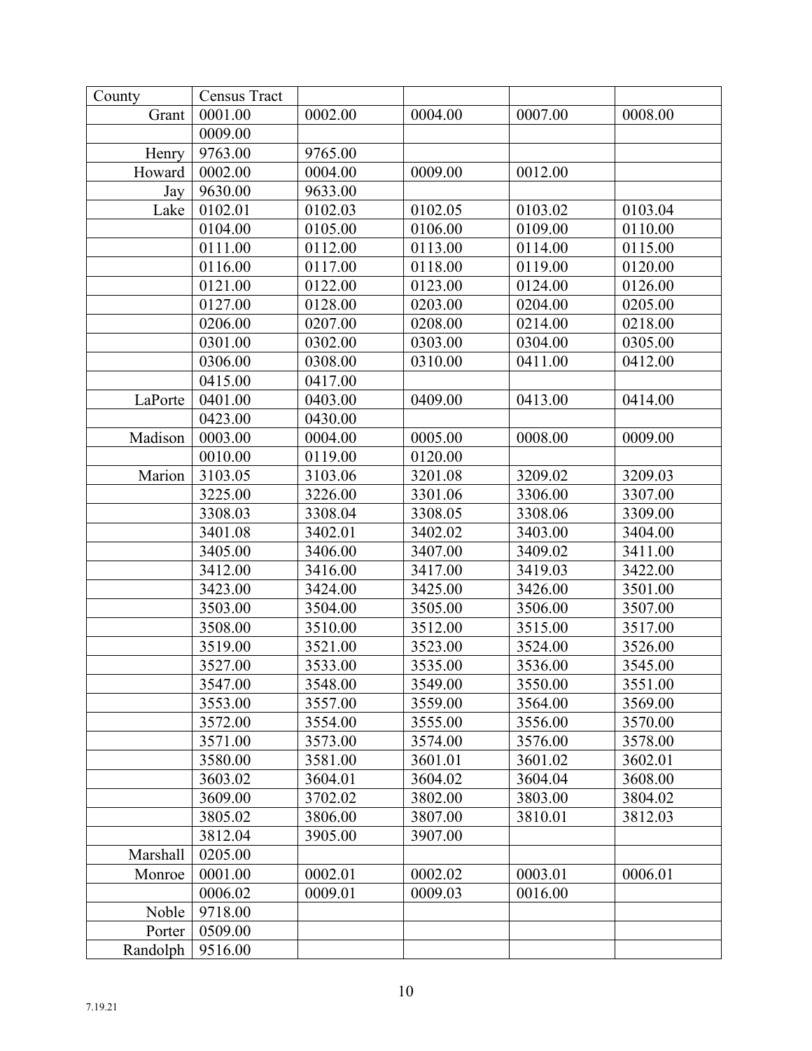| County | Census Tract | | | | |
|---|---|---|---|---|---|
| Grant | 0001.00 | 0002.00 | 0004.00 | 0007.00 | 0008.00 |
| | 0009.00 | | | | |
| Henry | 9763.00 | 9765.00 | | | |
| Howard | 0002.00 | 0004.00 | 0009.00 | 0012.00 | |
| Jay | 9630.00 | 9633.00 | | | |
| Lake | 0102.01 | 0102.03 | 0102.05 | 0103.02 | 0103.04 |
| | 0104.00 | 0105.00 | 0106.00 | 0109.00 | 0110.00 |
| | 0111.00 | 0112.00 | 0113.00 | 0114.00 | 0115.00 |
| | 0116.00 | 0117.00 | 0118.00 | 0119.00 | 0120.00 |
| | 0121.00 | 0122.00 | 0123.00 | 0124.00 | 0126.00 |
| | 0127.00 | 0128.00 | 0203.00 | 0204.00 | 0205.00 |
| | 0206.00 | 0207.00 | 0208.00 | 0214.00 | 0218.00 |
| | 0301.00 | 0302.00 | 0303.00 | 0304.00 | 0305.00 |
| | 0306.00 | 0308.00 | 0310.00 | 0411.00 | 0412.00 |
| | 0415.00 | 0417.00 | | | |
| LaPorte | 0401.00 | 0403.00 | 0409.00 | 0413.00 | 0414.00 |
| | 0423.00 | 0430.00 | | | |
| Madison | 0003.00 | 0004.00 | 0005.00 | 0008.00 | 0009.00 |
| | 0010.00 | 0119.00 | 0120.00 | | |
| Marion | 3103.05 | 3103.06 | 3201.08 | 3209.02 | 3209.03 |
| | 3225.00 | 3226.00 | 3301.06 | 3306.00 | 3307.00 |
| | 3308.03 | 3308.04 | 3308.05 | 3308.06 | 3309.00 |
| | 3401.08 | 3402.01 | 3402.02 | 3403.00 | 3404.00 |
| | 3405.00 | 3406.00 | 3407.00 | 3409.02 | 3411.00 |
| | 3412.00 | 3416.00 | 3417.00 | 3419.03 | 3422.00 |
| | 3423.00 | 3424.00 | 3425.00 | 3426.00 | 3501.00 |
| | 3503.00 | 3504.00 | 3505.00 | 3506.00 | 3507.00 |
| | 3508.00 | 3510.00 | 3512.00 | 3515.00 | 3517.00 |
| | 3519.00 | 3521.00 | 3523.00 | 3524.00 | 3526.00 |
| | 3527.00 | 3533.00 | 3535.00 | 3536.00 | 3545.00 |
| | 3547.00 | 3548.00 | 3549.00 | 3550.00 | 3551.00 |
| | 3553.00 | 3557.00 | 3559.00 | 3564.00 | 3569.00 |
| | 3572.00 | 3554.00 | 3555.00 | 3556.00 | 3570.00 |
| | 3571.00 | 3573.00 | 3574.00 | 3576.00 | 3578.00 |
| | 3580.00 | 3581.00 | 3601.01 | 3601.02 | 3602.01 |
| | 3603.02 | 3604.01 | 3604.02 | 3604.04 | 3608.00 |
| | 3609.00 | 3702.02 | 3802.00 | 3803.00 | 3804.02 |
| | 3805.02 | 3806.00 | 3807.00 | 3810.01 | 3812.03 |
| | 3812.04 | 3905.00 | 3907.00 | | |
| Marshall | 0205.00 | | | | |
| Monroe | 0001.00 | 0002.01 | 0002.02 | 0003.01 | 0006.01 |
| | 0006.02 | 0009.01 | 0009.03 | 0016.00 | |
| Noble | 9718.00 | | | | |
| Porter | 0509.00 | | | | |
| Randolph | 9516.00 | | | | |

7.19.21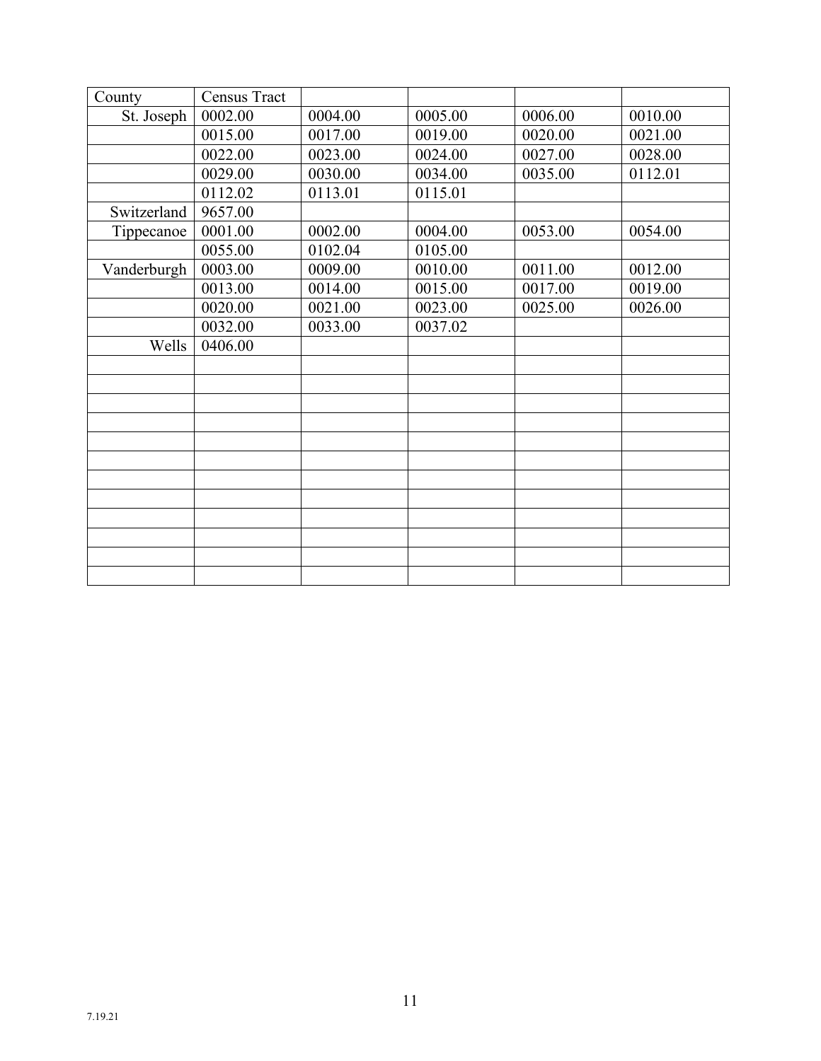| County | Census Tract | | | | |
|---|---|---|---|---|---|
| St. Joseph | 0002.00 | 0004.00 | 0005.00 | 0006.00 | 0010.00 |
| | 0015.00 | 0017.00 | 0019.00 | 0020.00 | 0021.00 |
| | 0022.00 | 0023.00 | 0024.00 | 0027.00 | 0028.00 |
| | 0029.00 | 0030.00 | 0034.00 | 0035.00 | 0112.01 |
| | 0112.02 | 0113.01 | 0115.01 | | |
| Switzerland | 9657.00 | | | | |
| Tippecanoe | 0001.00 | 0002.00 | 0004.00 | 0053.00 | 0054.00 |
| | 0055.00 | 0102.04 | 0105.00 | | |
| Vanderburgh | 0003.00 | 0009.00 | 0010.00 | 0011.00 | 0012.00 |
| | 0013.00 | 0014.00 | 0015.00 | 0017.00 | 0019.00 |
| | 0020.00 | 0021.00 | 0023.00 | 0025.00 | 0026.00 |
| | 0032.00 | 0033.00 | 0037.02 | | |
| Wells | 0406.00 | | | | |
| | | | | | |
| | | | | | |
| | | | | | |
| | | | | | |
| | | | | | |
| | | | | | |
| | | | | | |
| | | | | | |
| | | | | | |
| | | | | | |
| | | | | | |
| | | | | | |

7.19.21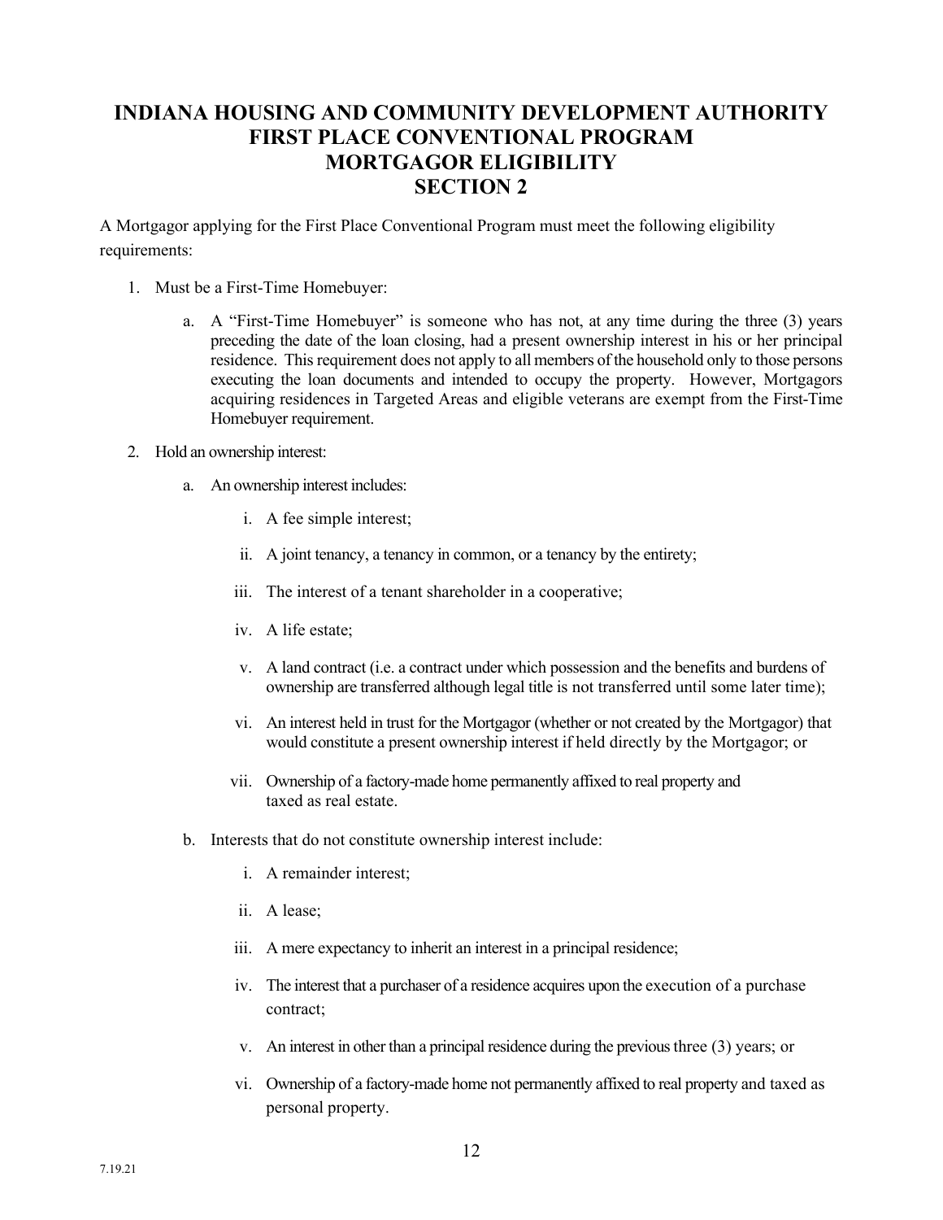# INDIANA HOUSING AND COMMUNITY DEVELOPMENT AUTHORITY FIRST PLACE CONVENTIONAL PROGRAM MORTGAGOR ELIGIBILITY SECTION 2

A Mortgagor applying for the First Place Conventional Program must meet the following eligibility requirements:

1. Must be a First-Time Homebuyer:
   a. A "First-Time Homebuyer" is someone who has not, at any time during the three (3) years preceding the date of the loan closing, had a present ownership interest in his or her principal residence. This requirement does not apply to all members of the household only to those persons executing the loan documents and intended to occupy the property. However, Mortgagors acquiring residences in Targeted Areas and eligible veterans are exempt from the First-Time Homebuyer requirement.
2. Hold an ownership interest:
   a. An ownership interest includes:
      i. A fee simple interest;
      ii. A joint tenancy, a tenancy in common, or a tenancy by the entirety;
      iii. The interest of a tenant shareholder in a cooperative;
      iv. A life estate;
      v. A land contract (i.e. a contract under which possession and the benefits and burdens of ownership are transferred although legal title is not transferred until some later time);
      vi. An interest held in trust for the Mortgagor (whether or not created by the Mortgagor) that would constitute a present ownership interest if held directly by the Mortgagor; or
      vii. Ownership of a factory-made home permanently affixed to real property and taxed as real estate.
   b. Interests that do not constitute ownership interest include:
      i. A remainder interest;
      ii. A lease;
      iii. A mere expectancy to inherit an interest in a principal residence;
      iv. The interest that a purchaser of a residence acquires upon the execution of a purchase contract;
      v. An interest in other than a principal residence during the previous three (3) years; or
      vi. Ownership of a factory-made home not permanently affixed to real property and taxed as personal property.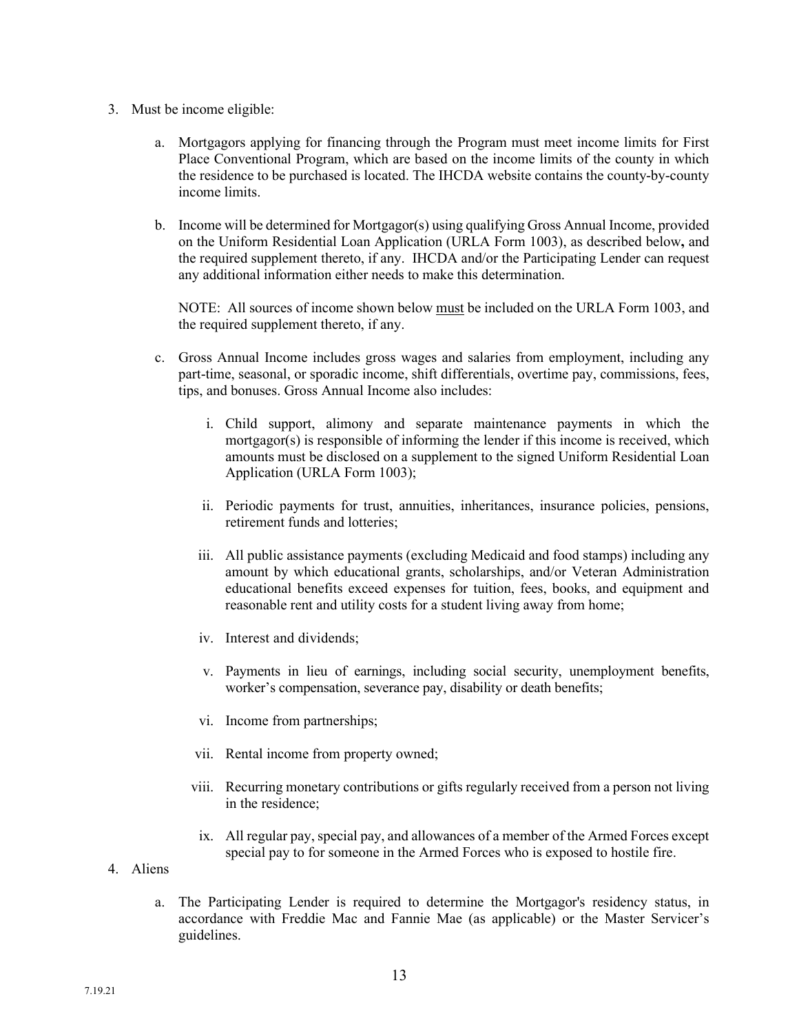3. Must be income eligible:

    a. Mortgagors applying for financing through the Program must meet income limits for First Place Conventional Program, which are based on the income limits of the county in which the residence to be purchased is located. The IHCDA website contains the county-by-county income limits.

    b. Income will be determined for Mortgagor(s) using qualifying Gross Annual Income, provided on the Uniform Residential Loan Application (URLA Form 1003), as described below**,** and the required supplement thereto, if any. IHCDA and/or the Participating Lender can request any additional information either needs to make this determination.

        NOTE: All sources of income shown below <u>must</u> be included on the URLA Form 1003, and the required supplement thereto, if any.

    c. Gross Annual Income includes gross wages and salaries from employment, including any part-time, seasonal, or sporadic income, shift differentials, overtime pay, commissions, fees, tips, and bonuses. Gross Annual Income also includes:

        i. Child support, alimony and separate maintenance payments in which the mortgagor(s) is responsible of informing the lender if this income is received, which amounts must be disclosed on a supplement to the signed Uniform Residential Loan Application (URLA Form 1003);

        ii. Periodic payments for trust, annuities, inheritances, insurance policies, pensions, retirement funds and lotteries;

        iii. All public assistance payments (excluding Medicaid and food stamps) including any amount by which educational grants, scholarships, and/or Veteran Administration educational benefits exceed expenses for tuition, fees, books, and equipment and reasonable rent and utility costs for a student living away from home;

        iv. Interest and dividends;

        v. Payments in lieu of earnings, including social security, unemployment benefits, worker's compensation, severance pay, disability or death benefits;

        vi. Income from partnerships;

        vii. Rental income from property owned;

        viii. Recurring monetary contributions or gifts regularly received from a person not living in the residence;

        ix. All regular pay, special pay, and allowances of a member of the Armed Forces except special pay to for someone in the Armed Forces who is exposed to hostile fire.

4. Aliens

    a. The Participating Lender is required to determine the Mortgagor's residency status, in accordance with Freddie Mac and Fannie Mae (as applicable) or the Master Servicer's guidelines.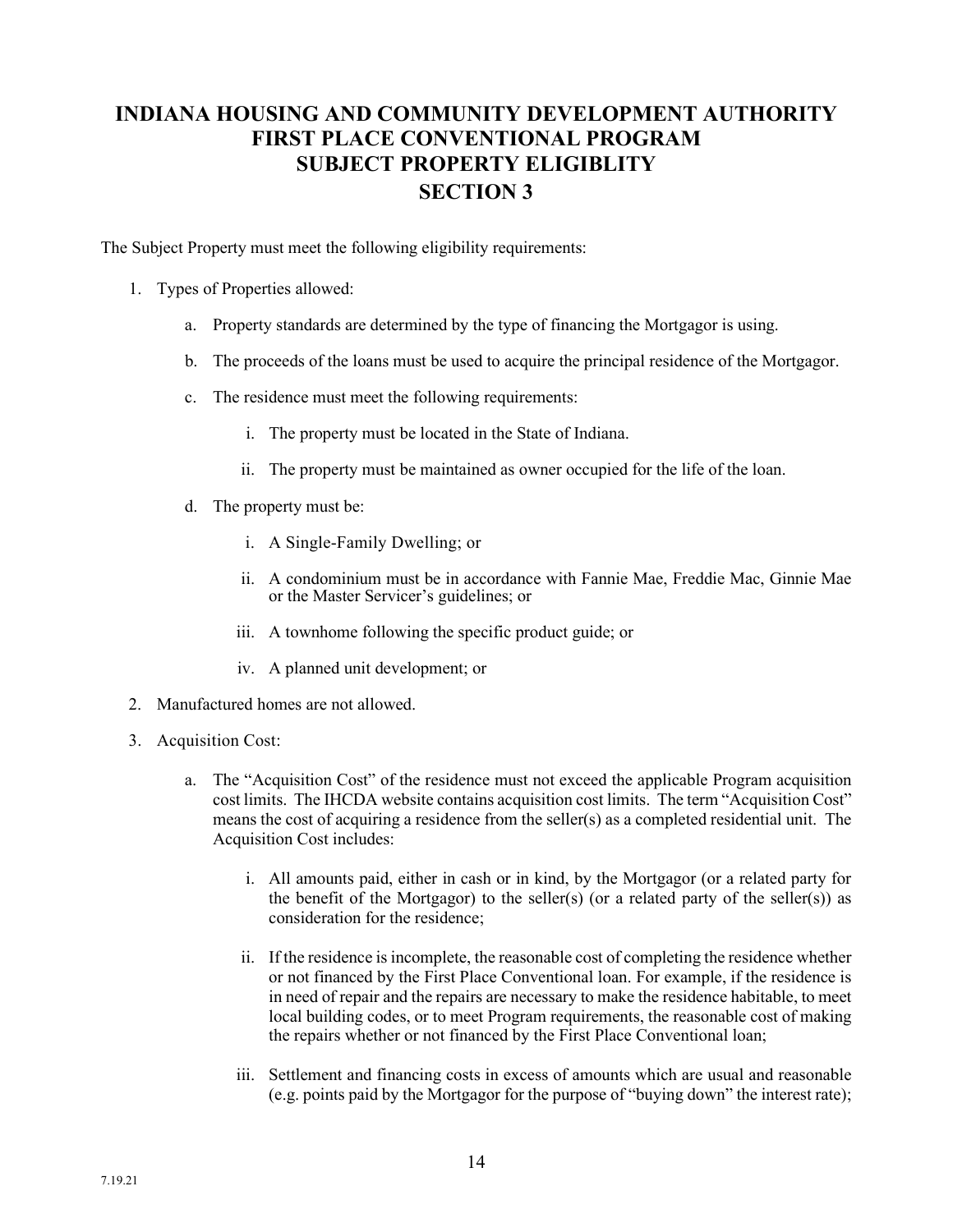# INDIANA HOUSING AND COMMUNITY DEVELOPMENT AUTHORITY FIRST PLACE CONVENTIONAL PROGRAM SUBJECT PROPERTY ELIGIBLITY SECTION 3

The Subject Property must meet the following eligibility requirements:

1. Types of Properties allowed:

   a. Property standards are determined by the type of financing the Mortgagor is using.

   b. The proceeds of the loans must be used to acquire the principal residence of the Mortgagor.

   c. The residence must meet the following requirements:

      i. The property must be located in the State of Indiana.

      ii. The property must be maintained as owner occupied for the life of the loan.

   d. The property must be:

      i. A Single-Family Dwelling; or

      ii. A condominium must be in accordance with Fannie Mae, Freddie Mac, Ginnie Mae or the Master Servicer's guidelines; or

      iii. A townhome following the specific product guide; or

      iv. A planned unit development; or

2. Manufactured homes are not allowed.

3. Acquisition Cost:

   a. The "Acquisition Cost" of the residence must not exceed the applicable Program acquisition cost limits. The IHCDA website contains acquisition cost limits. The term "Acquisition Cost" means the cost of acquiring a residence from the seller(s) as a completed residential unit. The Acquisition Cost includes:

      i. All amounts paid, either in cash or in kind, by the Mortgagor (or a related party for the benefit of the Mortgagor) to the seller(s) (or a related party of the seller(s)) as consideration for the residence;

      ii. If the residence is incomplete, the reasonable cost of completing the residence whether or not financed by the First Place Conventional loan. For example, if the residence is in need of repair and the repairs are necessary to make the residence habitable, to meet local building codes, or to meet Program requirements, the reasonable cost of making the repairs whether or not financed by the First Place Conventional loan;

      iii. Settlement and financing costs in excess of amounts which are usual and reasonable (e.g. points paid by the Mortgagor for the purpose of "buying down" the interest rate);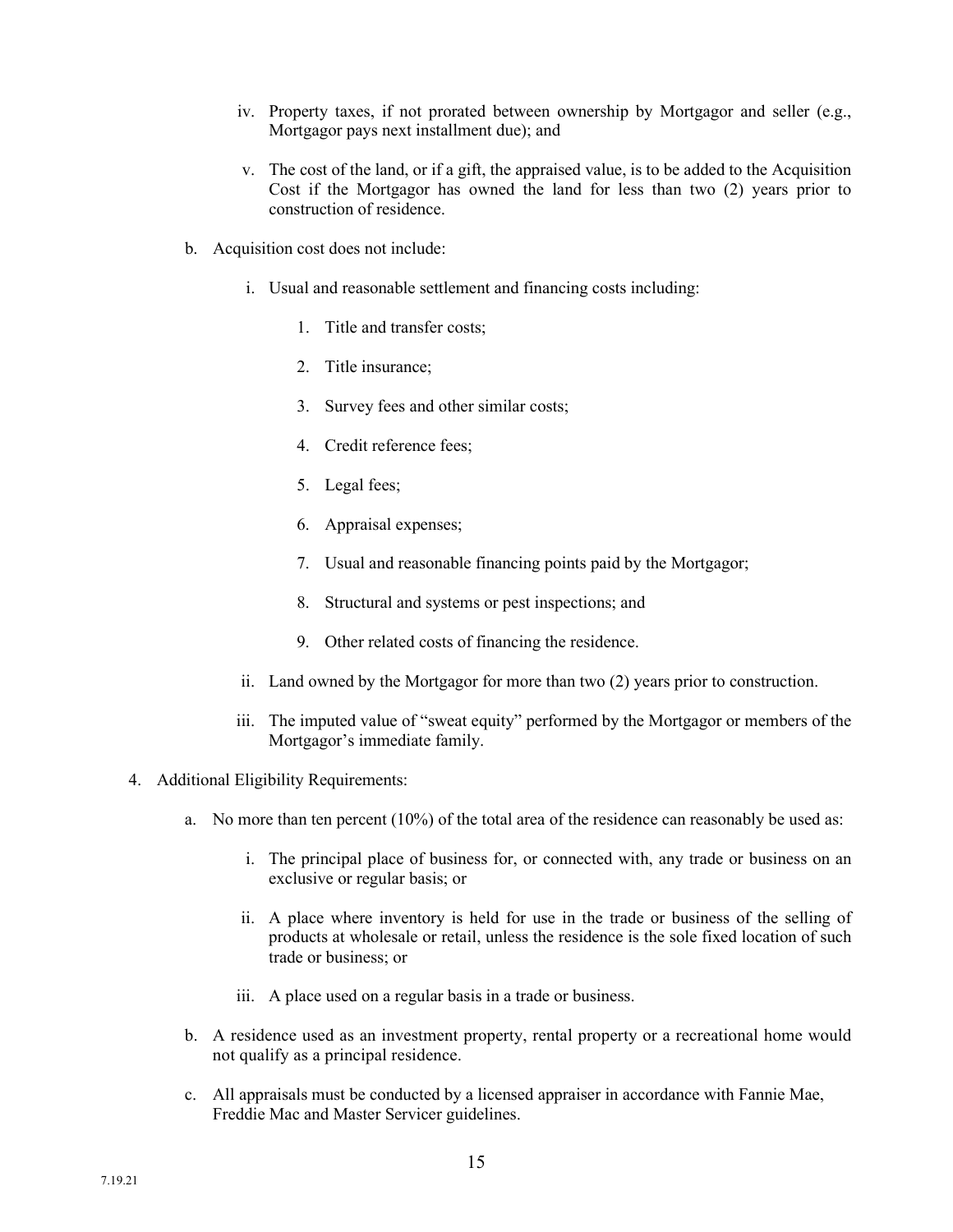iv. Property taxes, if not prorated between ownership by Mortgagor and seller (e.g., Mortgagor pays next installment due); and

v. The cost of the land, or if a gift, the appraised value, is to be added to the Acquisition Cost if the Mortgagor has owned the land for less than two (2) years prior to construction of residence.

b. Acquisition cost does not include:

   i. Usual and reasonable settlement and financing costs including:

      1. Title and transfer costs;

      2. Title insurance;

      3. Survey fees and other similar costs;

      4. Credit reference fees;

      5. Legal fees;

      6. Appraisal expenses;

      7. Usual and reasonable financing points paid by the Mortgagor;

      8. Structural and systems or pest inspections; and

      9. Other related costs of financing the residence.

   ii. Land owned by the Mortgagor for more than two (2) years prior to construction.

   iii. The imputed value of "sweat equity" performed by the Mortgagor or members of the Mortgagor's immediate family.

4. Additional Eligibility Requirements:

   a. No more than ten percent (10%) of the total area of the residence can reasonably be used as:

      i. The principal place of business for, or connected with, any trade or business on an exclusive or regular basis; or

      ii. A place where inventory is held for use in the trade or business of the selling of products at wholesale or retail, unless the residence is the sole fixed location of such trade or business; or

      iii. A place used on a regular basis in a trade or business.

   b. A residence used as an investment property, rental property or a recreational home would not qualify as a principal residence.

   c. All appraisals must be conducted by a licensed appraiser in accordance with Fannie Mae, Freddie Mac and Master Servicer guidelines.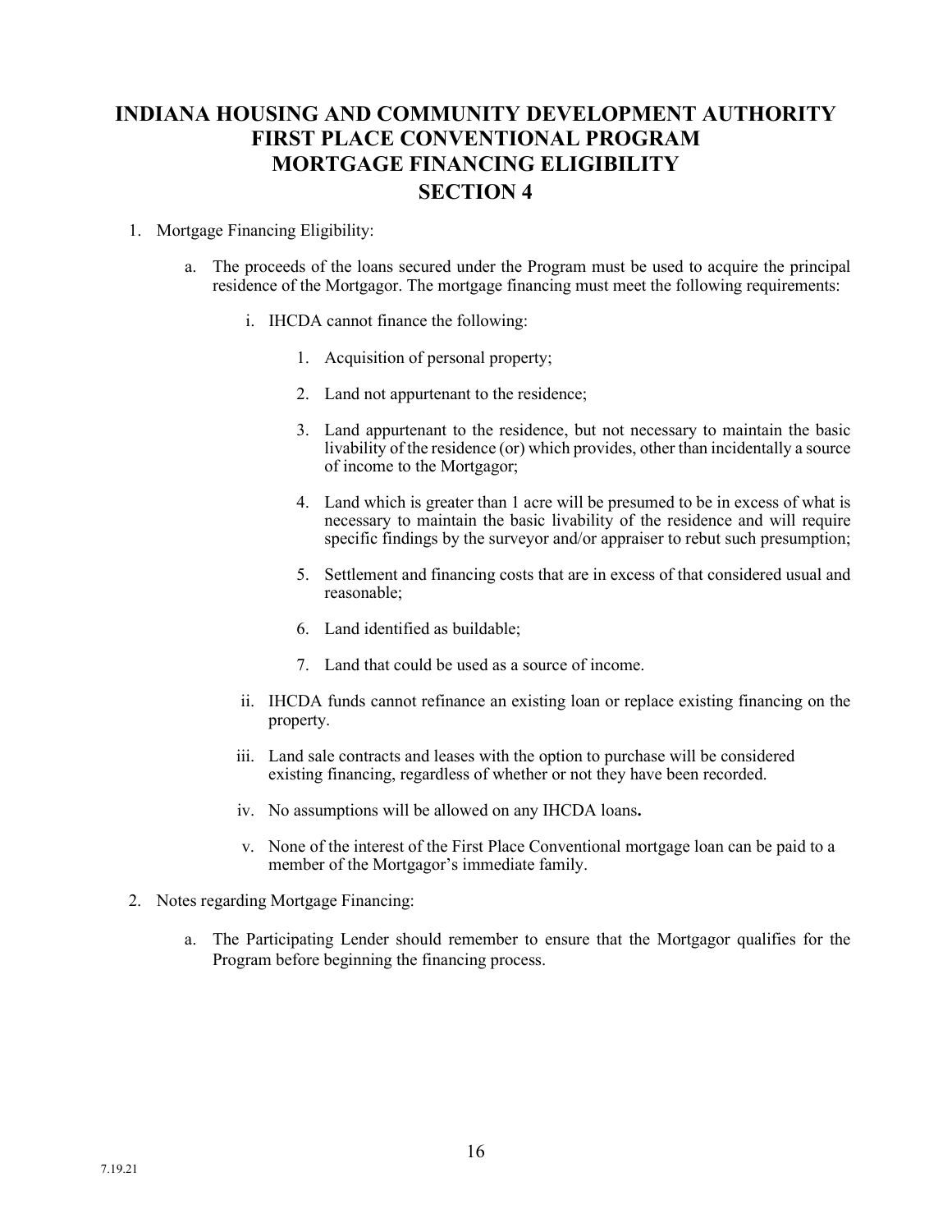# INDIANA HOUSING AND COMMUNITY DEVELOPMENT AUTHORITY
# FIRST PLACE CONVENTIONAL PROGRAM
# MORTGAGE FINANCING ELIGIBILITY
# SECTION 4

1. Mortgage Financing Eligibility:

   a. The proceeds of the loans secured under the Program must be used to acquire the principal residence of the Mortgagor. The mortgage financing must meet the following requirements:

      i. IHCDA cannot finance the following:

         1. Acquisition of personal property;

         2. Land not appurtenant to the residence;

         3. Land appurtenant to the residence, but not necessary to maintain the basic livability of the residence (or) which provides, other than incidentally a source of income to the Mortgagor;

         4. Land which is greater than 1 acre will be presumed to be in excess of what is necessary to maintain the basic livability of the residence and will require specific findings by the surveyor and/or appraiser to rebut such presumption;

         5. Settlement and financing costs that are in excess of that considered usual and reasonable;

         6. Land identified as buildable;

         7. Land that could be used as a source of income.

      ii. IHCDA funds cannot refinance an existing loan or replace existing financing on the property.

      iii. Land sale contracts and leases with the option to purchase will be considered existing financing, regardless of whether or not they have been recorded.

      iv. No assumptions will be allowed on any IHCDA loans**.**

      v. None of the interest of the First Place Conventional mortgage loan can be paid to a member of the Mortgagor's immediate family.

2. Notes regarding Mortgage Financing:

   a. The Participating Lender should remember to ensure that the Mortgagor qualifies for the Program before beginning the financing process.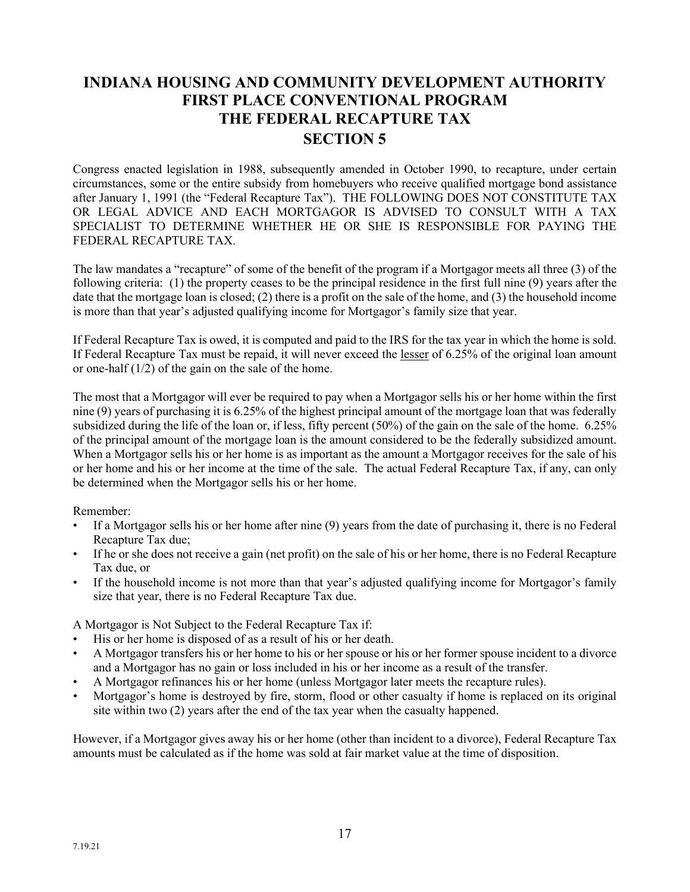# INDIANA HOUSING AND COMMUNITY DEVELOPMENT AUTHORITY FIRST PLACE CONVENTIONAL PROGRAM THE FEDERAL RECAPTURE TAX SECTION 5

Congress enacted legislation in 1988, subsequently amended in October 1990, to recapture, under certain circumstances, some or the entire subsidy from homebuyers who receive qualified mortgage bond assistance after January 1, 1991 (the "Federal Recapture Tax"). THE FOLLOWING DOES NOT CONSTITUTE TAX OR LEGAL ADVICE AND EACH MORTGAGOR IS ADVISED TO CONSULT WITH A TAX SPECIALIST TO DETERMINE WHETHER HE OR SHE IS RESPONSIBLE FOR PAYING THE FEDERAL RECAPTURE TAX.

The law mandates a "recapture" of some of the benefit of the program if a Mortgagor meets all three (3) of the following criteria: (1) the property ceases to be the principal residence in the first full nine (9) years after the date that the mortgage loan is closed; (2) there is a profit on the sale of the home, and (3) the household income is more than that year's adjusted qualifying income for Mortgagor's family size that year.

If Federal Recapture Tax is owed, it is computed and paid to the IRS for the tax year in which the home is sold. If Federal Recapture Tax must be repaid, it will never exceed the <u>lesser</u> of 6.25% of the original loan amount or one-half (1/2) of the gain on the sale of the home.

The most that a Mortgagor will ever be required to pay when a Mortgagor sells his or her home within the first nine (9) years of purchasing it is 6.25% of the highest principal amount of the mortgage loan that was federally subsidized during the life of the loan or, if less, fifty percent (50%) of the gain on the sale of the home. 6.25% of the principal amount of the mortgage loan is the amount considered to be the federally subsidized amount. When a Mortgagor sells his or her home is as important as the amount a Mortgagor receives for the sale of his or her home and his or her income at the time of the sale. The actual Federal Recapture Tax, if any, can only be determined when the Mortgagor sells his or her home.

Remember:

- If a Mortgagor sells his or her home after nine (9) years from the date of purchasing it, there is no Federal Recapture Tax due;
- If he or she does not receive a gain (net profit) on the sale of his or her home, there is no Federal Recapture Tax due, or
- If the household income is not more than that year's adjusted qualifying income for Mortgagor's family size that year, there is no Federal Recapture Tax due.

A Mortgagor is Not Subject to the Federal Recapture Tax if:

- His or her home is disposed of as a result of his or her death.
- A Mortgagor transfers his or her home to his or her spouse or his or her former spouse incident to a divorce and a Mortgagor has no gain or loss included in his or her income as a result of the transfer.
- A Mortgagor refinances his or her home (unless Mortgagor later meets the recapture rules).
- Mortgagor's home is destroyed by fire, storm, flood or other casualty if home is replaced on its original site within two (2) years after the end of the tax year when the casualty happened.

However, if a Mortgagor gives away his or her home (other than incident to a divorce), Federal Recapture Tax amounts must be calculated as if the home was sold at fair market value at the time of disposition.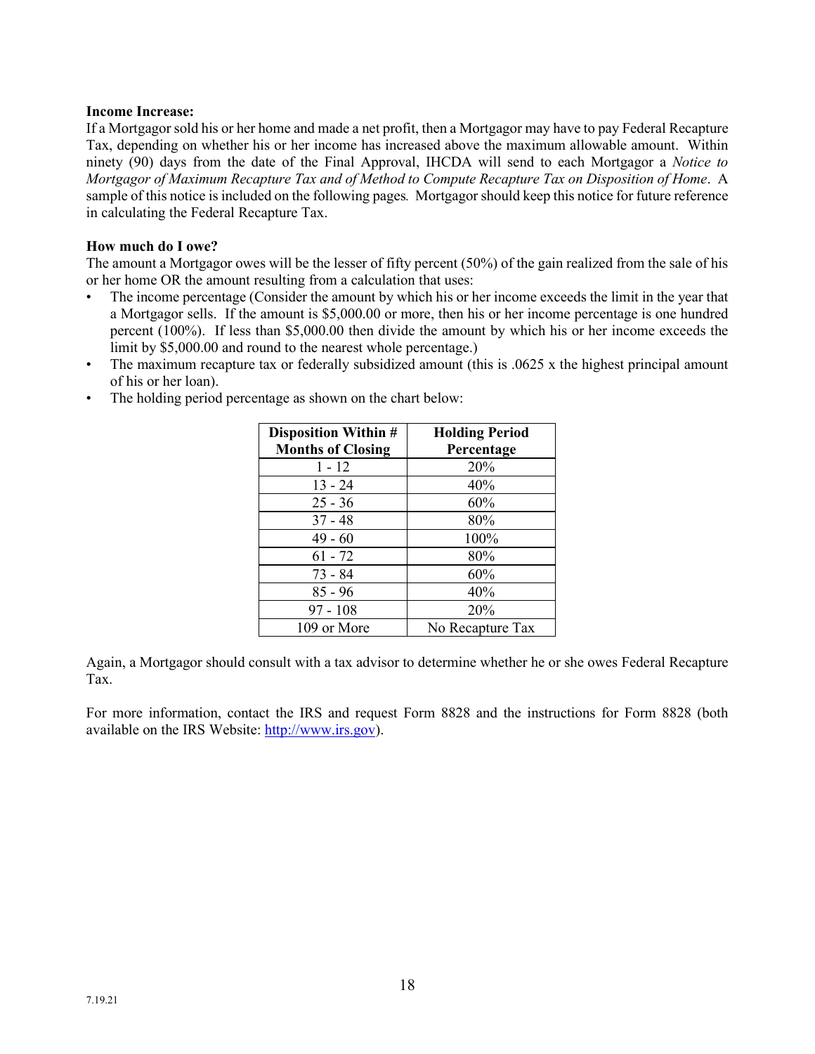**Income Increase:**
If a Mortgagor sold his or her home and made a net profit, then a Mortgagor may have to pay Federal Recapture Tax, depending on whether his or her income has increased above the maximum allowable amount. Within ninety (90) days from the date of the Final Approval, IHCDA will send to each Mortgagor a *Notice to Mortgagor of Maximum Recapture Tax and of Method to Compute Recapture Tax on Disposition of Home*. A sample of this notice is included on the following pages*.* Mortgagor should keep this notice for future reference in calculating the Federal Recapture Tax.

**How much do I owe?**
The amount a Mortgagor owes will be the lesser of fifty percent (50%) of the gain realized from the sale of his or her home OR the amount resulting from a calculation that uses:

- The income percentage (Consider the amount by which his or her income exceeds the limit in the year that a Mortgagor sells. If the amount is $5,000.00 or more, then his or her income percentage is one hundred percent (100%). If less than $5,000.00 then divide the amount by which his or her income exceeds the limit by $5,000.00 and round to the nearest whole percentage.)
- The maximum recapture tax or federally subsidized amount (this is .0625 x the highest principal amount of his or her loan).
- The holding period percentage as shown on the chart below:

| Disposition Within # Months of Closing | Holding Period Percentage |
|---|---|
| 1 - 12 | 20% |
| 13 - 24 | 40% |
| 25 - 36 | 60% |
| 37 - 48 | 80% |
| 49 - 60 | 100% |
| 61 - 72 | 80% |
| 73 - 84 | 60% |
| 85 - 96 | 40% |
| 97 - 108 | 20% |
| 109 or More | No Recapture Tax |

Again, a Mortgagor should consult with a tax advisor to determine whether he or she owes Federal Recapture Tax.

For more information, contact the IRS and request Form 8828 and the instructions for Form 8828 (both available on the IRS Website: http://www.irs.gov).

7.19.21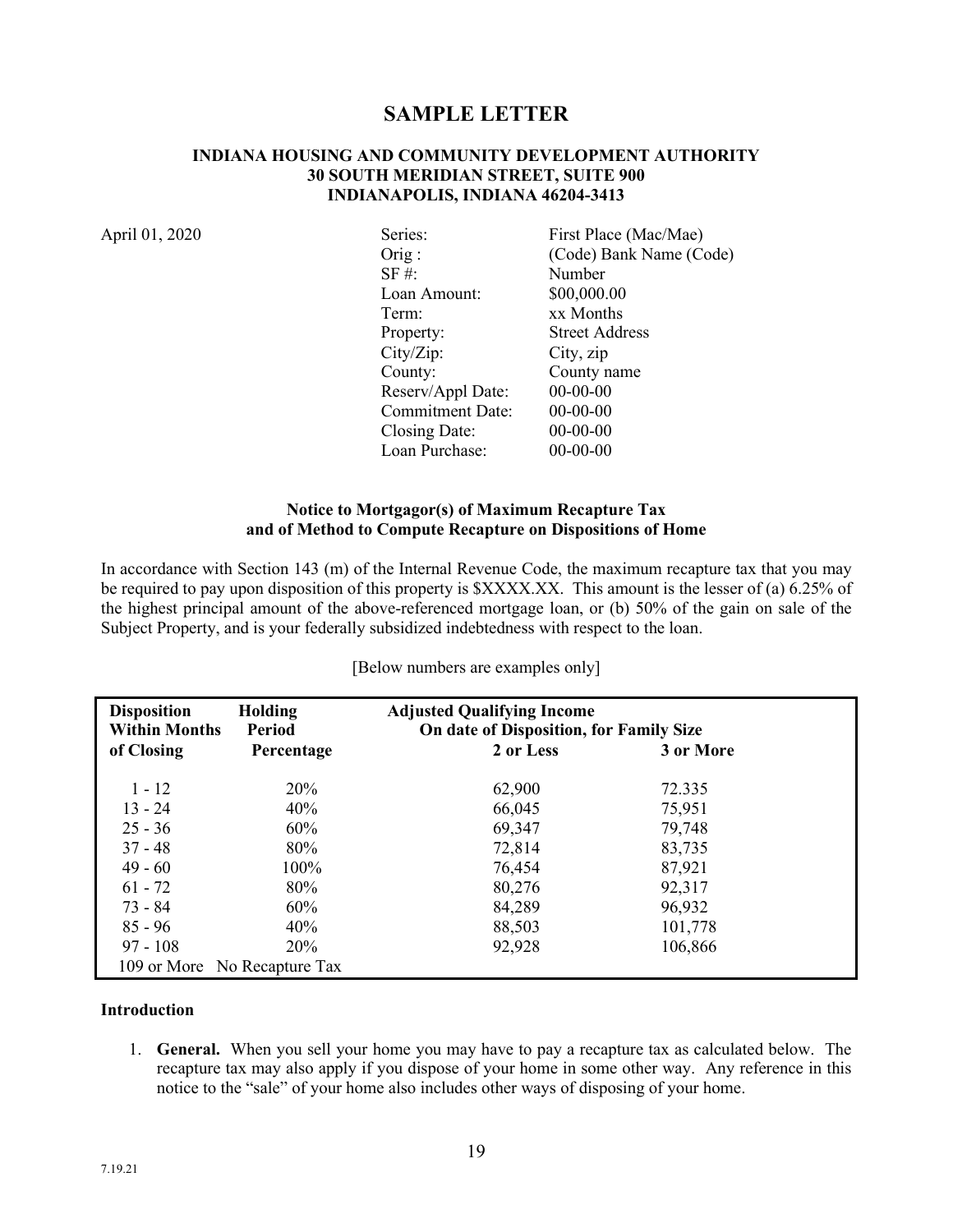# SAMPLE LETTER

**INDIANA HOUSING AND COMMUNITY DEVELOPMENT AUTHORITY**
**30 SOUTH MERIDIAN STREET, SUITE 900**
**INDIANAPOLIS, INDIANA 46204-3413**

April 01, 2020

| | |
|---|---|
| Series: | First Place (Mac/Mae) |
| Orig : | (Code) Bank Name (Code) |
| SF #: | Number |
| Loan Amount: | $00,000.00 |
| Term: | xx Months |
| Property: | Street Address |
| City/Zip: | City, zip |
| County: | County name |
| Reserv/Appl Date: | 00-00-00 |
| Commitment Date: | 00-00-00 |
| Closing Date: | 00-00-00 |
| Loan Purchase: | 00-00-00 |

**Notice to Mortgagor(s) of Maximum Recapture Tax and of Method to Compute Recapture on Dispositions of Home**

In accordance with Section 143 (m) of the Internal Revenue Code, the maximum recapture tax that you may be required to pay upon disposition of this property is $XXXX.XX. This amount is the lesser of (a) 6.25% of the highest principal amount of the above-referenced mortgage loan, or (b) 50% of the gain on sale of the Subject Property, and is your federally subsidized indebtedness with respect to the loan.

[Below numbers are examples only]

| Disposition Within Months of Closing | Holding Period Percentage | Adjusted Qualifying Income On date of Disposition, for Family Size 2 or Less | 3 or More |
|---|---|---|---|
| 1 - 12 | 20% | 62,900 | 72.335 |
| 13 - 24 | 40% | 66,045 | 75,951 |
| 25 - 36 | 60% | 69,347 | 79,748 |
| 37 - 48 | 80% | 72,814 | 83,735 |
| 49 - 60 | 100% | 76,454 | 87,921 |
| 61 - 72 | 80% | 80,276 | 92,317 |
| 73 - 84 | 60% | 84,289 | 96,932 |
| 85 - 96 | 40% | 88,503 | 101,778 |
| 97 - 108 | 20% | 92,928 | 106,866 |
| 109 or More | No Recapture Tax | | |

**Introduction**

1. **General.** When you sell your home you may have to pay a recapture tax as calculated below. The recapture tax may also apply if you dispose of your home in some other way. Any reference in this notice to the "sale" of your home also includes other ways of disposing of your home.

7.19.21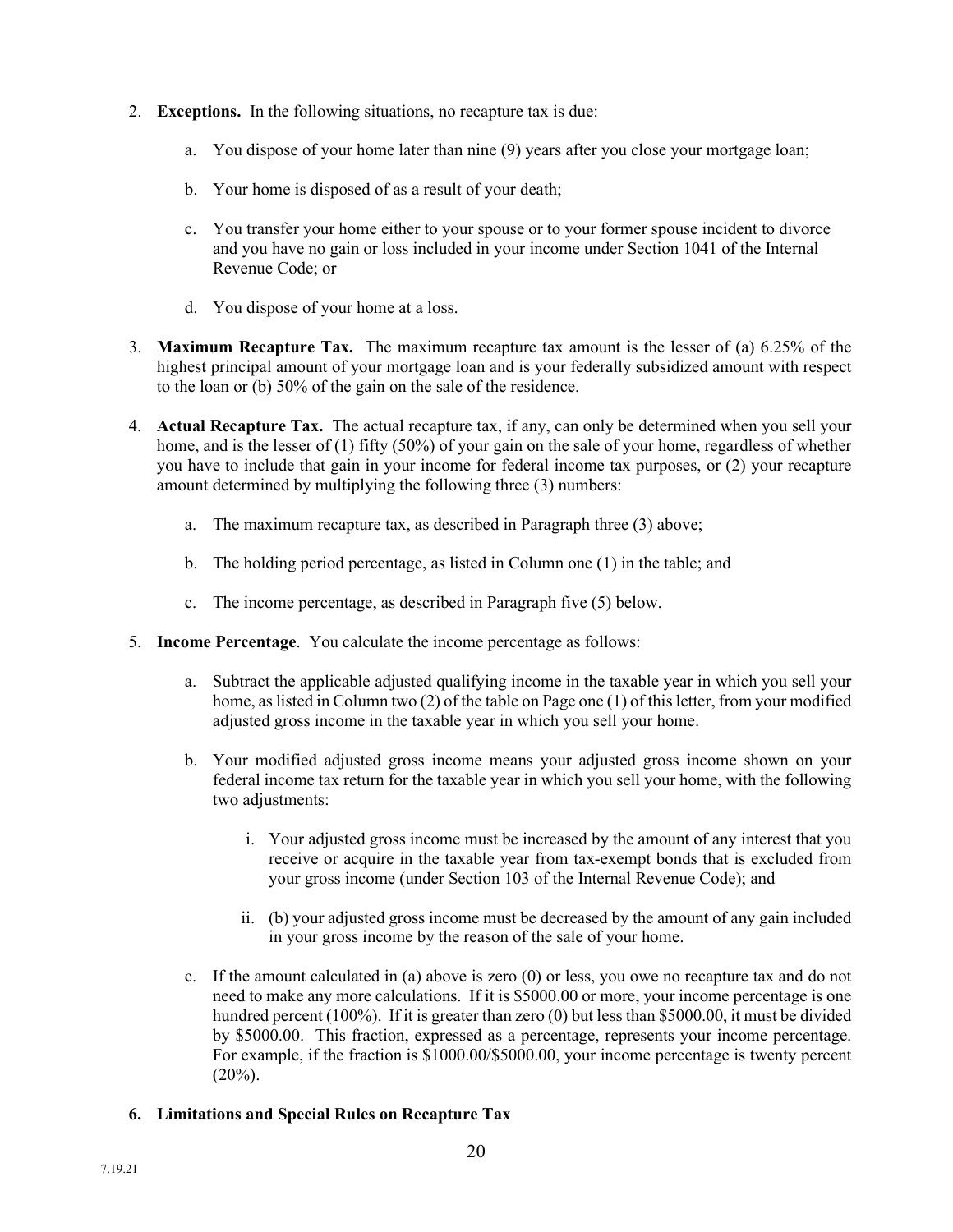2. **Exceptions.** In the following situations, no recapture tax is due:

   a. You dispose of your home later than nine (9) years after you close your mortgage loan;

   b. Your home is disposed of as a result of your death;

   c. You transfer your home either to your spouse or to your former spouse incident to divorce and you have no gain or loss included in your income under Section 1041 of the Internal Revenue Code; or

   d. You dispose of your home at a loss.

3. **Maximum Recapture Tax.** The maximum recapture tax amount is the lesser of (a) 6.25% of the highest principal amount of your mortgage loan and is your federally subsidized amount with respect to the loan or (b) 50% of the gain on the sale of the residence.

4. **Actual Recapture Tax.** The actual recapture tax, if any, can only be determined when you sell your home, and is the lesser of (1) fifty (50%) of your gain on the sale of your home, regardless of whether you have to include that gain in your income for federal income tax purposes, or (2) your recapture amount determined by multiplying the following three (3) numbers:

   a. The maximum recapture tax, as described in Paragraph three (3) above;

   b. The holding period percentage, as listed in Column one (1) in the table; and

   c. The income percentage, as described in Paragraph five (5) below.

5. **Income Percentage**. You calculate the income percentage as follows:

   a. Subtract the applicable adjusted qualifying income in the taxable year in which you sell your home, as listed in Column two (2) of the table on Page one (1) of this letter, from your modified adjusted gross income in the taxable year in which you sell your home.

   b. Your modified adjusted gross income means your adjusted gross income shown on your federal income tax return for the taxable year in which you sell your home, with the following two adjustments:

      i. Your adjusted gross income must be increased by the amount of any interest that you receive or acquire in the taxable year from tax-exempt bonds that is excluded from your gross income (under Section 103 of the Internal Revenue Code); and

      ii. (b) your adjusted gross income must be decreased by the amount of any gain included in your gross income by the reason of the sale of your home.

   c. If the amount calculated in (a) above is zero (0) or less, you owe no recapture tax and do not need to make any more calculations. If it is $5000.00 or more, your income percentage is one hundred percent (100%). If it is greater than zero (0) but less than $5000.00, it must be divided by $5000.00. This fraction, expressed as a percentage, represents your income percentage. For example, if the fraction is $1000.00/$5000.00, your income percentage is twenty percent (20%).

6. **Limitations and Special Rules on Recapture Tax**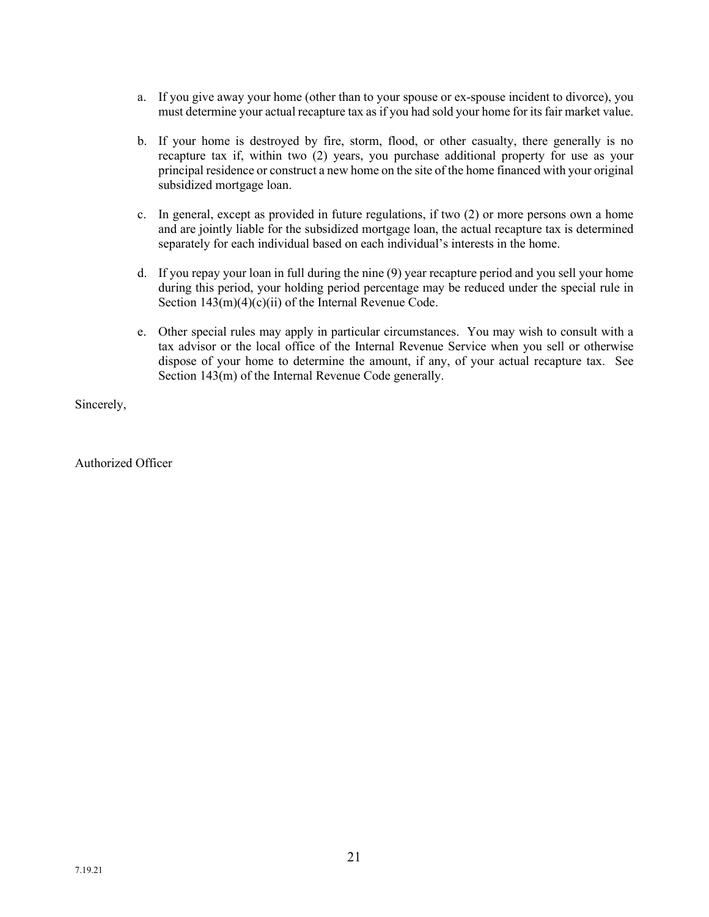a. If you give away your home (other than to your spouse or ex-spouse incident to divorce), you must determine your actual recapture tax as if you had sold your home for its fair market value.

b. If your home is destroyed by fire, storm, flood, or other casualty, there generally is no recapture tax if, within two (2) years, you purchase additional property for use as your principal residence or construct a new home on the site of the home financed with your original subsidized mortgage loan.

c. In general, except as provided in future regulations, if two (2) or more persons own a home and are jointly liable for the subsidized mortgage loan, the actual recapture tax is determined separately for each individual based on each individual's interests in the home.

d. If you repay your loan in full during the nine (9) year recapture period and you sell your home during this period, your holding period percentage may be reduced under the special rule in Section 143(m)(4)(c)(ii) of the Internal Revenue Code.

e. Other special rules may apply in particular circumstances. You may wish to consult with a tax advisor or the local office of the Internal Revenue Service when you sell or otherwise dispose of your home to determine the amount, if any, of your actual recapture tax. See Section 143(m) of the Internal Revenue Code generally.

Sincerely,

Authorized Officer

7.19.21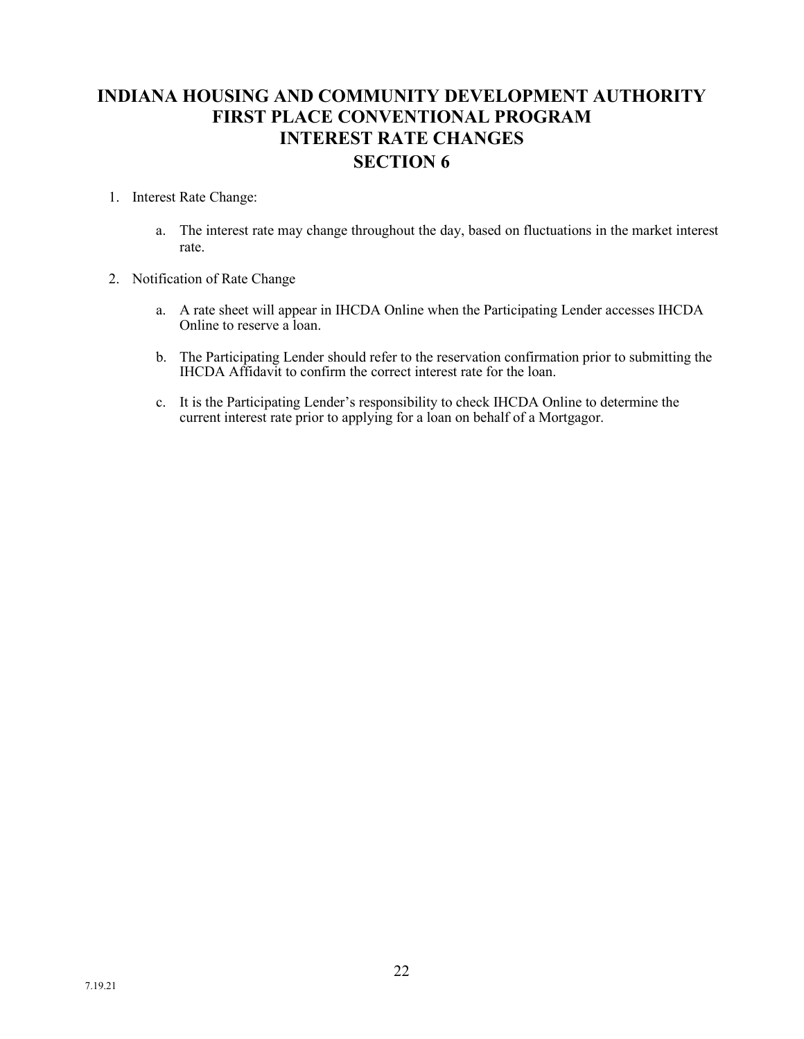# INDIANA HOUSING AND COMMUNITY DEVELOPMENT AUTHORITY
# FIRST PLACE CONVENTIONAL PROGRAM
# INTEREST RATE CHANGES
# SECTION 6

1. Interest Rate Change:

    a. The interest rate may change throughout the day, based on fluctuations in the market interest rate.

2. Notification of Rate Change

    a. A rate sheet will appear in IHCDA Online when the Participating Lender accesses IHCDA Online to reserve a loan.

    b. The Participating Lender should refer to the reservation confirmation prior to submitting the IHCDA Affidavit to confirm the correct interest rate for the loan.

    c. It is the Participating Lender's responsibility to check IHCDA Online to determine the current interest rate prior to applying for a loan on behalf of a Mortgagor.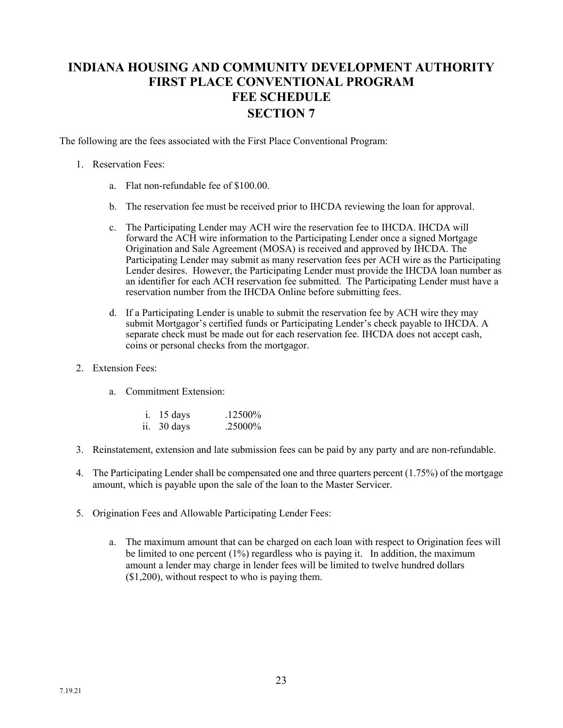# INDIANA HOUSING AND COMMUNITY DEVELOPMENT AUTHORITY FIRST PLACE CONVENTIONAL PROGRAM FEE SCHEDULE SECTION 7

The following are the fees associated with the First Place Conventional Program:

1. Reservation Fees:

   a. Flat non-refundable fee of $100.00.

   b. The reservation fee must be received prior to IHCDA reviewing the loan for approval.

   c. The Participating Lender may ACH wire the reservation fee to IHCDA. IHCDA will forward the ACH wire information to the Participating Lender once a signed Mortgage Origination and Sale Agreement (MOSA) is received and approved by IHCDA. The Participating Lender may submit as many reservation fees per ACH wire as the Participating Lender desires. However, the Participating Lender must provide the IHCDA loan number as an identifier for each ACH reservation fee submitted. The Participating Lender must have a reservation number from the IHCDA Online before submitting fees.

   d. If a Participating Lender is unable to submit the reservation fee by ACH wire they may submit Mortgagor's certified funds or Participating Lender's check payable to IHCDA. A separate check must be made out for each reservation fee. IHCDA does not accept cash, coins or personal checks from the mortgagor.

2. Extension Fees:

   a. Commitment Extension:

      i. 15 days .12500%
      ii. 30 days .25000%

3. Reinstatement, extension and late submission fees can be paid by any party and are non-refundable.

4. The Participating Lender shall be compensated one and three quarters percent (1.75%) of the mortgage amount, which is payable upon the sale of the loan to the Master Servicer.

5. Origination Fees and Allowable Participating Lender Fees:

   a. The maximum amount that can be charged on each loan with respect to Origination fees will be limited to one percent (1%) regardless who is paying it. In addition, the maximum amount a lender may charge in lender fees will be limited to twelve hundred dollars ($1,200), without respect to who is paying them.

7.19.21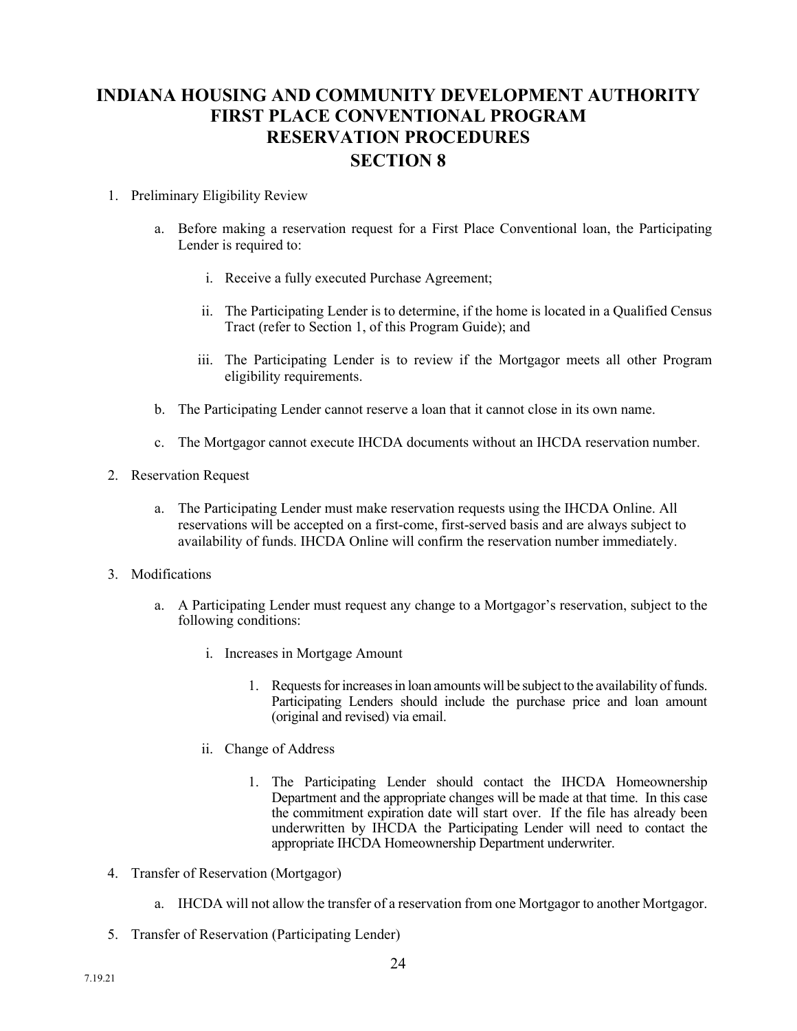# INDIANA HOUSING AND COMMUNITY DEVELOPMENT AUTHORITY
# FIRST PLACE CONVENTIONAL PROGRAM
# RESERVATION PROCEDURES
# SECTION 8

1. Preliminary Eligibility Review

   a. Before making a reservation request for a First Place Conventional loan, the Participating Lender is required to:

      i. Receive a fully executed Purchase Agreement;

      ii. The Participating Lender is to determine, if the home is located in a Qualified Census Tract (refer to Section 1, of this Program Guide); and

      iii. The Participating Lender is to review if the Mortgagor meets all other Program eligibility requirements.

   b. The Participating Lender cannot reserve a loan that it cannot close in its own name.

   c. The Mortgagor cannot execute IHCDA documents without an IHCDA reservation number.

2. Reservation Request

   a. The Participating Lender must make reservation requests using the IHCDA Online. All reservations will be accepted on a first-come, first-served basis and are always subject to availability of funds. IHCDA Online will confirm the reservation number immediately.

3. Modifications

   a. A Participating Lender must request any change to a Mortgagor's reservation, subject to the following conditions:

      i. Increases in Mortgage Amount

         1. Requests for increases in loan amounts will be subject to the availability of funds. Participating Lenders should include the purchase price and loan amount (original and revised) via email.

      ii. Change of Address

         1. The Participating Lender should contact the IHCDA Homeownership Department and the appropriate changes will be made at that time. In this case the commitment expiration date will start over. If the file has already been underwritten by IHCDA the Participating Lender will need to contact the appropriate IHCDA Homeownership Department underwriter.

4. Transfer of Reservation (Mortgagor)

   a. IHCDA will not allow the transfer of a reservation from one Mortgagor to another Mortgagor.

5. Transfer of Reservation (Participating Lender)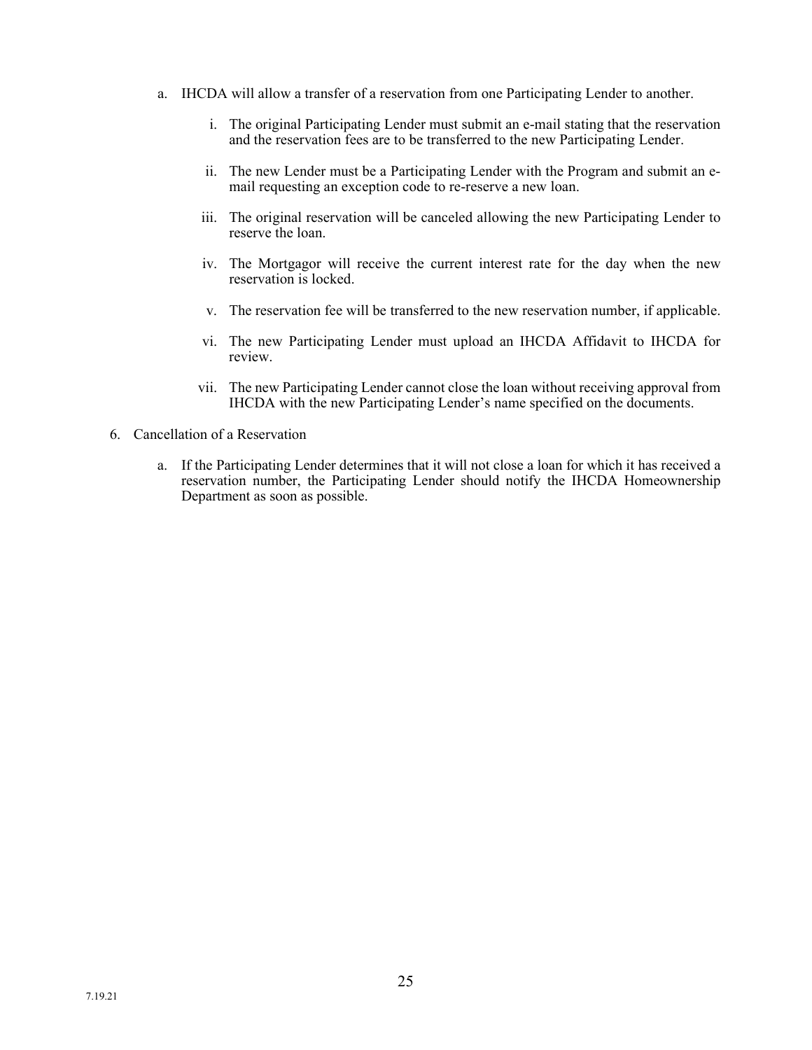a. IHCDA will allow a transfer of a reservation from one Participating Lender to another.

    i. The original Participating Lender must submit an e-mail stating that the reservation and the reservation fees are to be transferred to the new Participating Lender.

    ii. The new Lender must be a Participating Lender with the Program and submit an e-mail requesting an exception code to re-reserve a new loan.

    iii. The original reservation will be canceled allowing the new Participating Lender to reserve the loan.

    iv. The Mortgagor will receive the current interest rate for the day when the new reservation is locked.

    v. The reservation fee will be transferred to the new reservation number, if applicable.

    vi. The new Participating Lender must upload an IHCDA Affidavit to IHCDA for review.

    vii. The new Participating Lender cannot close the loan without receiving approval from IHCDA with the new Participating Lender's name specified on the documents.

6. Cancellation of a Reservation

    a. If the Participating Lender determines that it will not close a loan for which it has received a reservation number, the Participating Lender should notify the IHCDA Homeownership Department as soon as possible.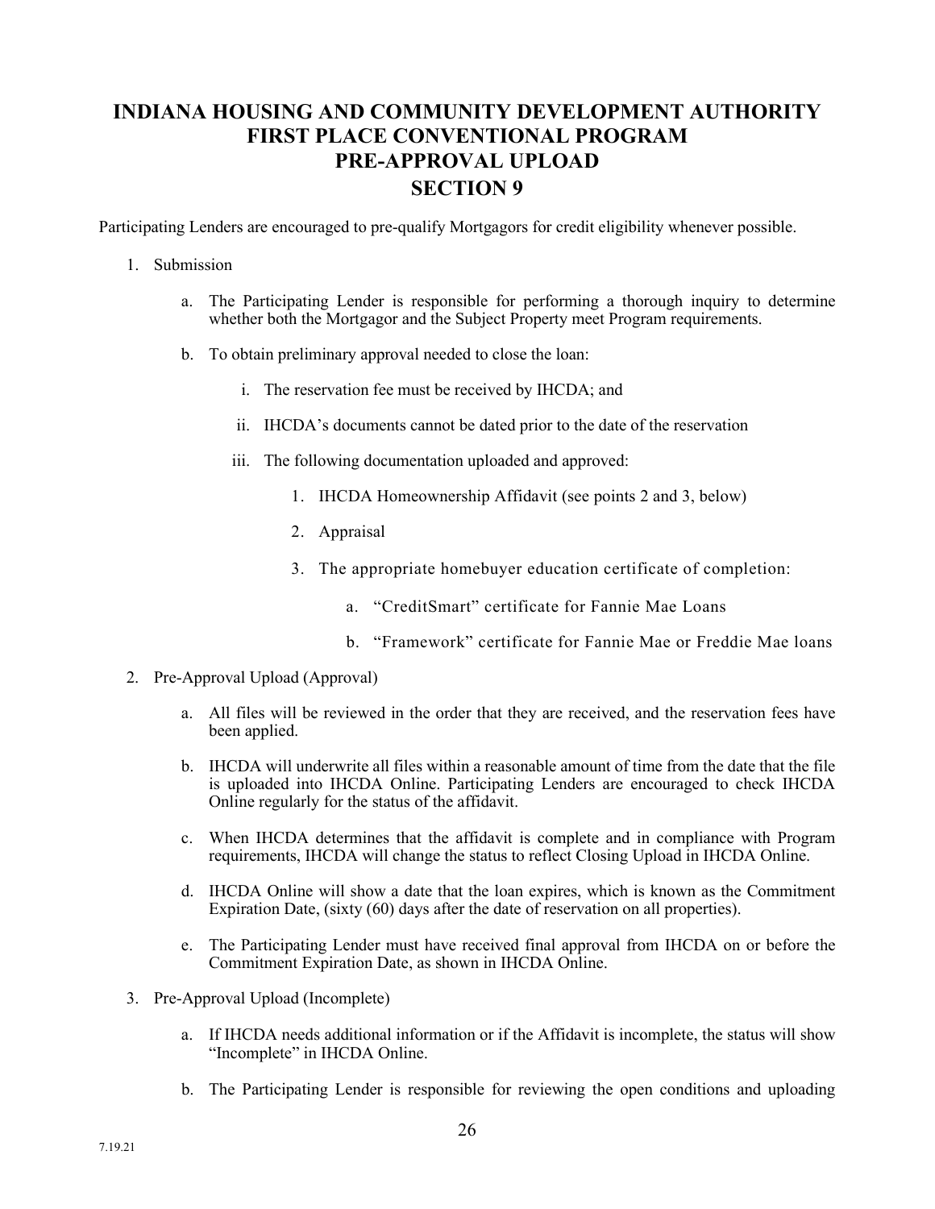# INDIANA HOUSING AND COMMUNITY DEVELOPMENT AUTHORITY FIRST PLACE CONVENTIONAL PROGRAM PRE-APPROVAL UPLOAD SECTION 9

Participating Lenders are encouraged to pre-qualify Mortgagors for credit eligibility whenever possible.

1. Submission

   a. The Participating Lender is responsible for performing a thorough inquiry to determine whether both the Mortgagor and the Subject Property meet Program requirements.

   b. To obtain preliminary approval needed to close the loan:

      i. The reservation fee must be received by IHCDA; and

      ii. IHCDA's documents cannot be dated prior to the date of the reservation

      iii. The following documentation uploaded and approved:

         1. IHCDA Homeownership Affidavit (see points 2 and 3, below)

         2. Appraisal

         3. The appropriate homebuyer education certificate of completion:

            a. "CreditSmart" certificate for Fannie Mae Loans

            b. "Framework" certificate for Fannie Mae or Freddie Mae loans

2. Pre-Approval Upload (Approval)

   a. All files will be reviewed in the order that they are received, and the reservation fees have been applied.

   b. IHCDA will underwrite all files within a reasonable amount of time from the date that the file is uploaded into IHCDA Online. Participating Lenders are encouraged to check IHCDA Online regularly for the status of the affidavit.

   c. When IHCDA determines that the affidavit is complete and in compliance with Program requirements, IHCDA will change the status to reflect Closing Upload in IHCDA Online.

   d. IHCDA Online will show a date that the loan expires, which is known as the Commitment Expiration Date, (sixty (60) days after the date of reservation on all properties).

   e. The Participating Lender must have received final approval from IHCDA on or before the Commitment Expiration Date, as shown in IHCDA Online.

3. Pre-Approval Upload (Incomplete)

   a. If IHCDA needs additional information or if the Affidavit is incomplete, the status will show "Incomplete" in IHCDA Online.

   b. The Participating Lender is responsible for reviewing the open conditions and uploading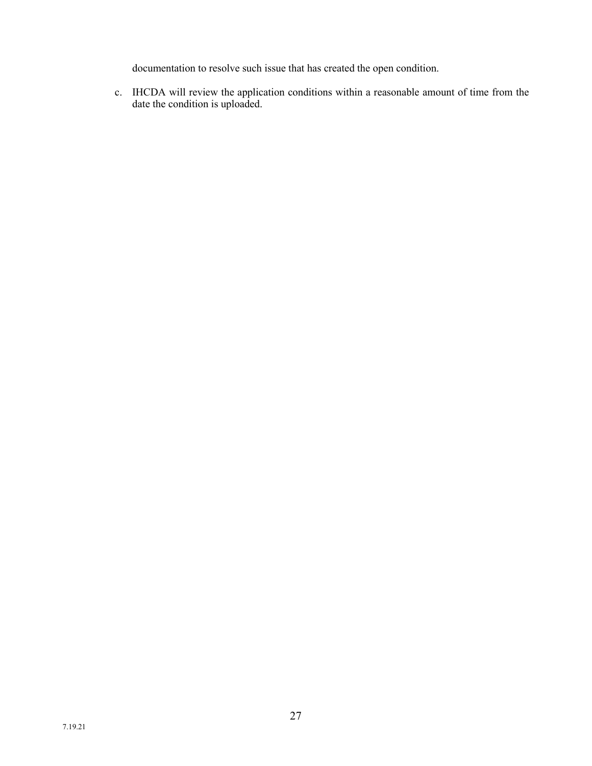documentation to resolve such issue that has created the open condition.

c. IHCDA will review the application conditions within a reasonable amount of time from the date the condition is uploaded.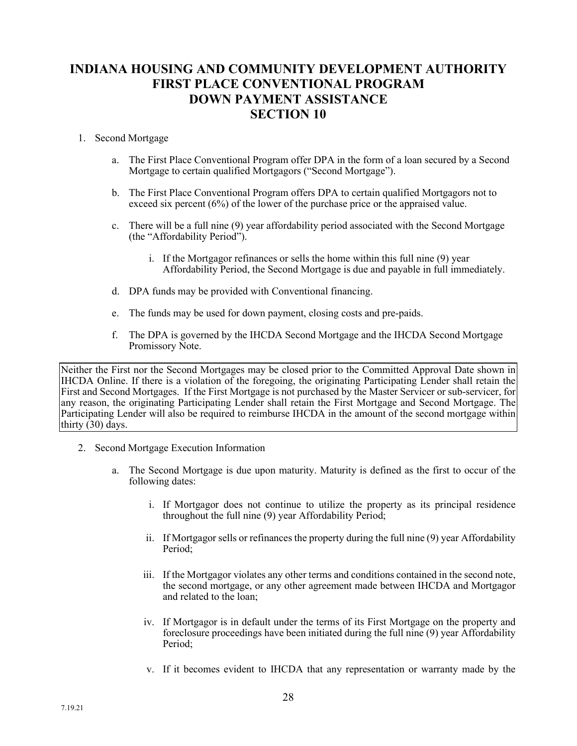# INDIANA HOUSING AND COMMUNITY DEVELOPMENT AUTHORITY
# FIRST PLACE CONVENTIONAL PROGRAM
# DOWN PAYMENT ASSISTANCE
# SECTION 10

1. Second Mortgage

   a. The First Place Conventional Program offer DPA in the form of a loan secured by a Second Mortgage to certain qualified Mortgagors ("Second Mortgage").

   b. The First Place Conventional Program offers DPA to certain qualified Mortgagors not to exceed six percent (6%) of the lower of the purchase price or the appraised value.

   c. There will be a full nine (9) year affordability period associated with the Second Mortgage (the "Affordability Period").

      i. If the Mortgagor refinances or sells the home within this full nine (9) year Affordability Period, the Second Mortgage is due and payable in full immediately.

   d. DPA funds may be provided with Conventional financing.

   e. The funds may be used for down payment, closing costs and pre-paids.

   f. The DPA is governed by the IHCDA Second Mortgage and the IHCDA Second Mortgage Promissory Note.

Neither the First nor the Second Mortgages may be closed prior to the Committed Approval Date shown in IHCDA Online. If there is a violation of the foregoing, the originating Participating Lender shall retain the First and Second Mortgages. If the First Mortgage is not purchased by the Master Servicer or sub-servicer, for any reason, the originating Participating Lender shall retain the First Mortgage and Second Mortgage. The Participating Lender will also be required to reimburse IHCDA in the amount of the second mortgage within thirty (30) days.

2. Second Mortgage Execution Information

   a. The Second Mortgage is due upon maturity. Maturity is defined as the first to occur of the following dates:

      i. If Mortgagor does not continue to utilize the property as its principal residence throughout the full nine (9) year Affordability Period;

      ii. If Mortgagor sells or refinances the property during the full nine (9) year Affordability Period;

      iii. If the Mortgagor violates any other terms and conditions contained in the second note, the second mortgage, or any other agreement made between IHCDA and Mortgagor and related to the loan;

      iv. If Mortgagor is in default under the terms of its First Mortgage on the property and foreclosure proceedings have been initiated during the full nine (9) year Affordability Period;

      v. If it becomes evident to IHCDA that any representation or warranty made by the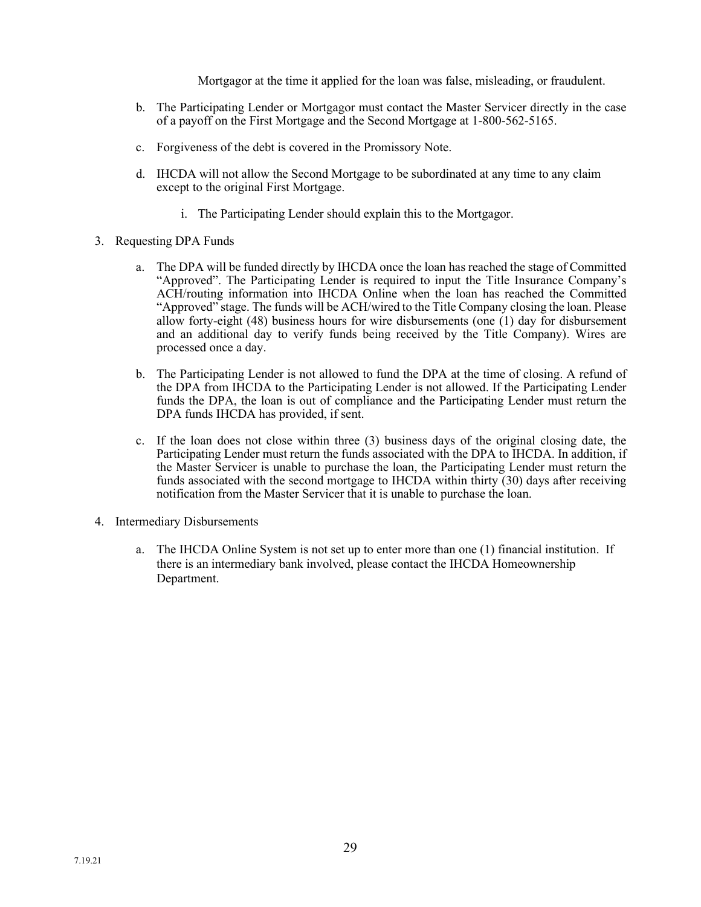Mortgagor at the time it applied for the loan was false, misleading, or fraudulent.

b. The Participating Lender or Mortgagor must contact the Master Servicer directly in the case of a payoff on the First Mortgage and the Second Mortgage at 1-800-562-5165.

c. Forgiveness of the debt is covered in the Promissory Note.

d. IHCDA will not allow the Second Mortgage to be subordinated at any time to any claim except to the original First Mortgage.

   i. The Participating Lender should explain this to the Mortgagor.

3. Requesting DPA Funds

   a. The DPA will be funded directly by IHCDA once the loan has reached the stage of Committed "Approved". The Participating Lender is required to input the Title Insurance Company's ACH/routing information into IHCDA Online when the loan has reached the Committed "Approved" stage. The funds will be ACH/wired to the Title Company closing the loan. Please allow forty-eight (48) business hours for wire disbursements (one (1) day for disbursement and an additional day to verify funds being received by the Title Company). Wires are processed once a day.

   b. The Participating Lender is not allowed to fund the DPA at the time of closing. A refund of the DPA from IHCDA to the Participating Lender is not allowed. If the Participating Lender funds the DPA, the loan is out of compliance and the Participating Lender must return the DPA funds IHCDA has provided, if sent.

   c. If the loan does not close within three (3) business days of the original closing date, the Participating Lender must return the funds associated with the DPA to IHCDA. In addition, if the Master Servicer is unable to purchase the loan, the Participating Lender must return the funds associated with the second mortgage to IHCDA within thirty (30) days after receiving notification from the Master Servicer that it is unable to purchase the loan.

4. Intermediary Disbursements

   a. The IHCDA Online System is not set up to enter more than one (1) financial institution. If there is an intermediary bank involved, please contact the IHCDA Homeownership Department.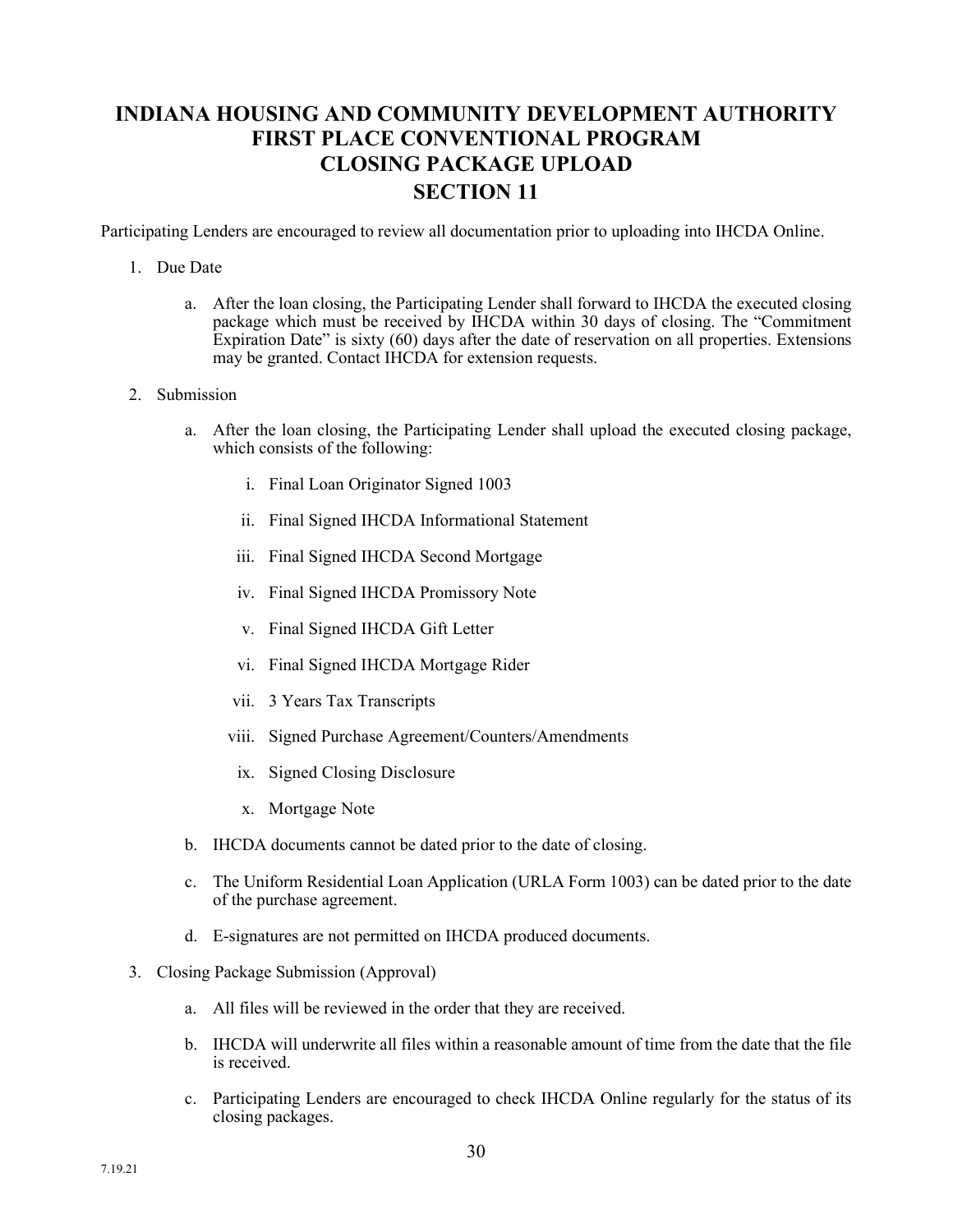# INDIANA HOUSING AND COMMUNITY DEVELOPMENT AUTHORITY
# FIRST PLACE CONVENTIONAL PROGRAM
# CLOSING PACKAGE UPLOAD
# SECTION 11

Participating Lenders are encouraged to review all documentation prior to uploading into IHCDA Online.

1. Due Date

   a. After the loan closing, the Participating Lender shall forward to IHCDA the executed closing package which must be received by IHCDA within 30 days of closing. The "Commitment Expiration Date" is sixty (60) days after the date of reservation on all properties. Extensions may be granted. Contact IHCDA for extension requests.

2. Submission

   a. After the loan closing, the Participating Lender shall upload the executed closing package, which consists of the following:

      i. Final Loan Originator Signed 1003

      ii. Final Signed IHCDA Informational Statement

      iii. Final Signed IHCDA Second Mortgage

      iv. Final Signed IHCDA Promissory Note

      v. Final Signed IHCDA Gift Letter

      vi. Final Signed IHCDA Mortgage Rider

      vii. 3 Years Tax Transcripts

      viii. Signed Purchase Agreement/Counters/Amendments

      ix. Signed Closing Disclosure

      x. Mortgage Note

   b. IHCDA documents cannot be dated prior to the date of closing.

   c. The Uniform Residential Loan Application (URLA Form 1003) can be dated prior to the date of the purchase agreement.

   d. E-signatures are not permitted on IHCDA produced documents.

3. Closing Package Submission (Approval)

   a. All files will be reviewed in the order that they are received.

   b. IHCDA will underwrite all files within a reasonable amount of time from the date that the file is received.

   c. Participating Lenders are encouraged to check IHCDA Online regularly for the status of its closing packages.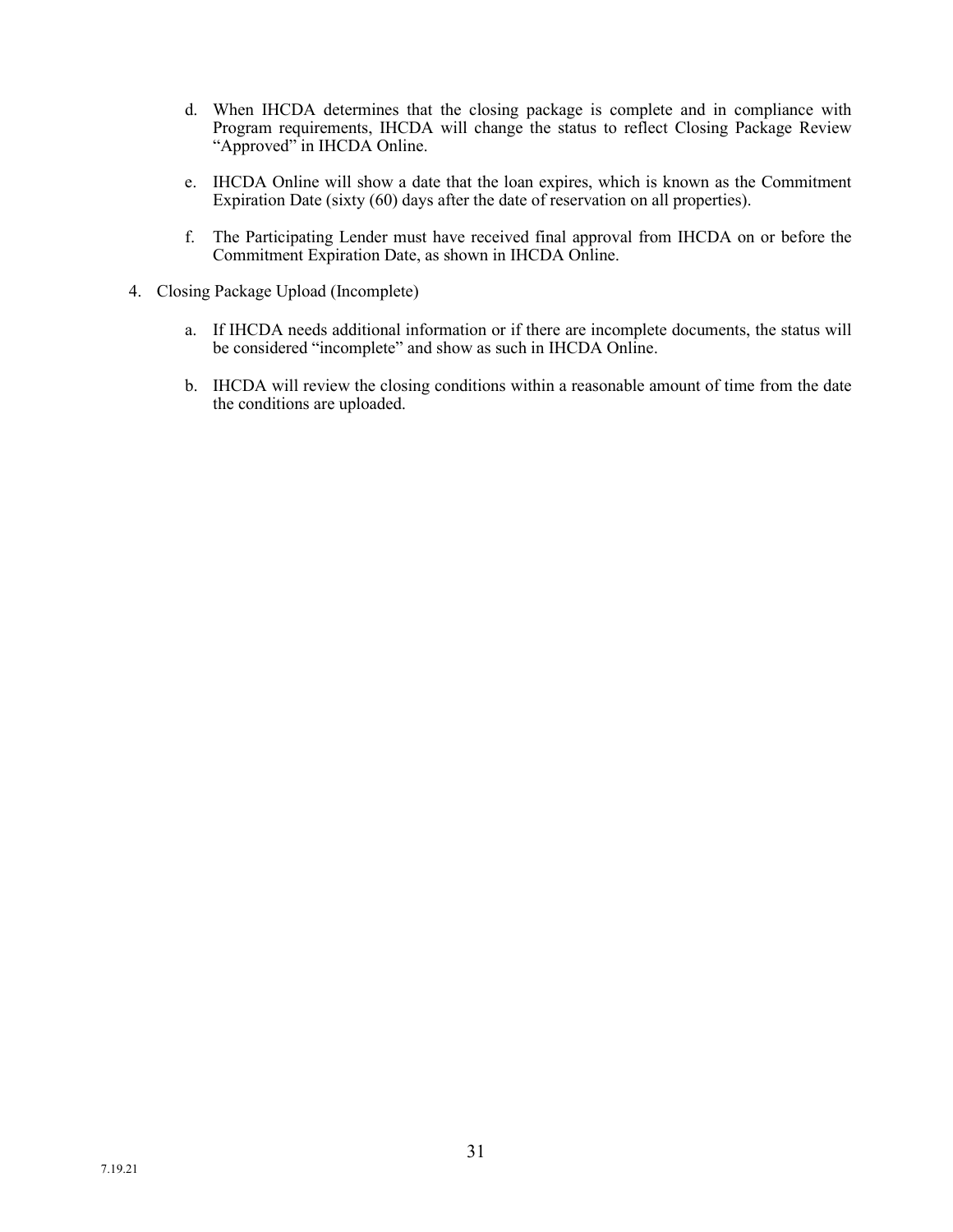d. When IHCDA determines that the closing package is complete and in compliance with Program requirements, IHCDA will change the status to reflect Closing Package Review "Approved" in IHCDA Online.

e. IHCDA Online will show a date that the loan expires, which is known as the Commitment Expiration Date (sixty (60) days after the date of reservation on all properties).

f. The Participating Lender must have received final approval from IHCDA on or before the Commitment Expiration Date, as shown in IHCDA Online.

4. Closing Package Upload (Incomplete)

   a. If IHCDA needs additional information or if there are incomplete documents, the status will be considered "incomplete" and show as such in IHCDA Online.

   b. IHCDA will review the closing conditions within a reasonable amount of time from the date the conditions are uploaded.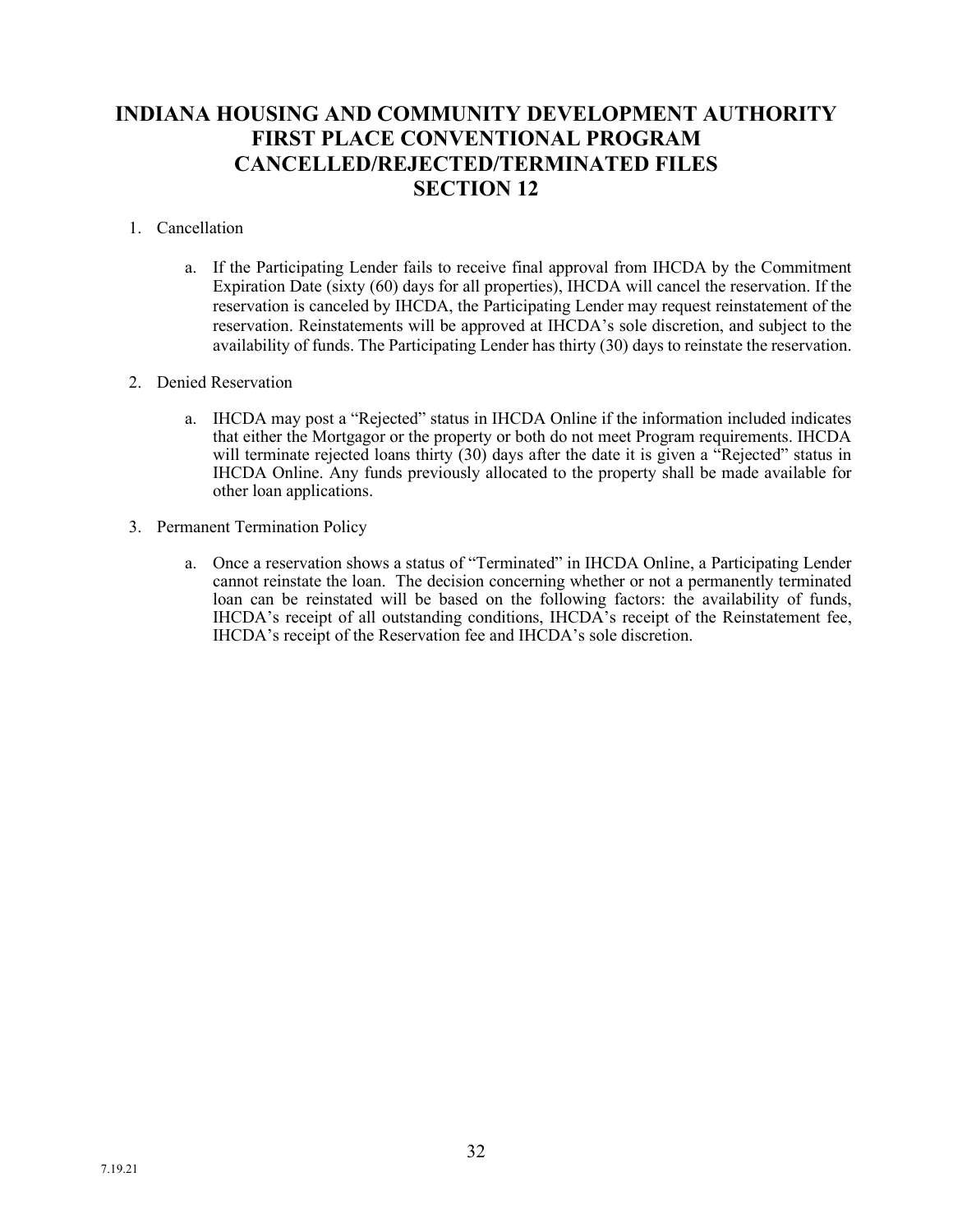# INDIANA HOUSING AND COMMUNITY DEVELOPMENT AUTHORITY FIRST PLACE CONVENTIONAL PROGRAM CANCELLED/REJECTED/TERMINATED FILES SECTION 12

1. Cancellation

    a. If the Participating Lender fails to receive final approval from IHCDA by the Commitment Expiration Date (sixty (60) days for all properties), IHCDA will cancel the reservation. If the reservation is canceled by IHCDA, the Participating Lender may request reinstatement of the reservation. Reinstatements will be approved at IHCDA's sole discretion, and subject to the availability of funds. The Participating Lender has thirty (30) days to reinstate the reservation.

2. Denied Reservation

    a. IHCDA may post a "Rejected" status in IHCDA Online if the information included indicates that either the Mortgagor or the property or both do not meet Program requirements. IHCDA will terminate rejected loans thirty (30) days after the date it is given a "Rejected" status in IHCDA Online. Any funds previously allocated to the property shall be made available for other loan applications.

3. Permanent Termination Policy

    a. Once a reservation shows a status of "Terminated" in IHCDA Online, a Participating Lender cannot reinstate the loan. The decision concerning whether or not a permanently terminated loan can be reinstated will be based on the following factors: the availability of funds, IHCDA's receipt of all outstanding conditions, IHCDA's receipt of the Reinstatement fee, IHCDA's receipt of the Reservation fee and IHCDA's sole discretion.

7.19.21